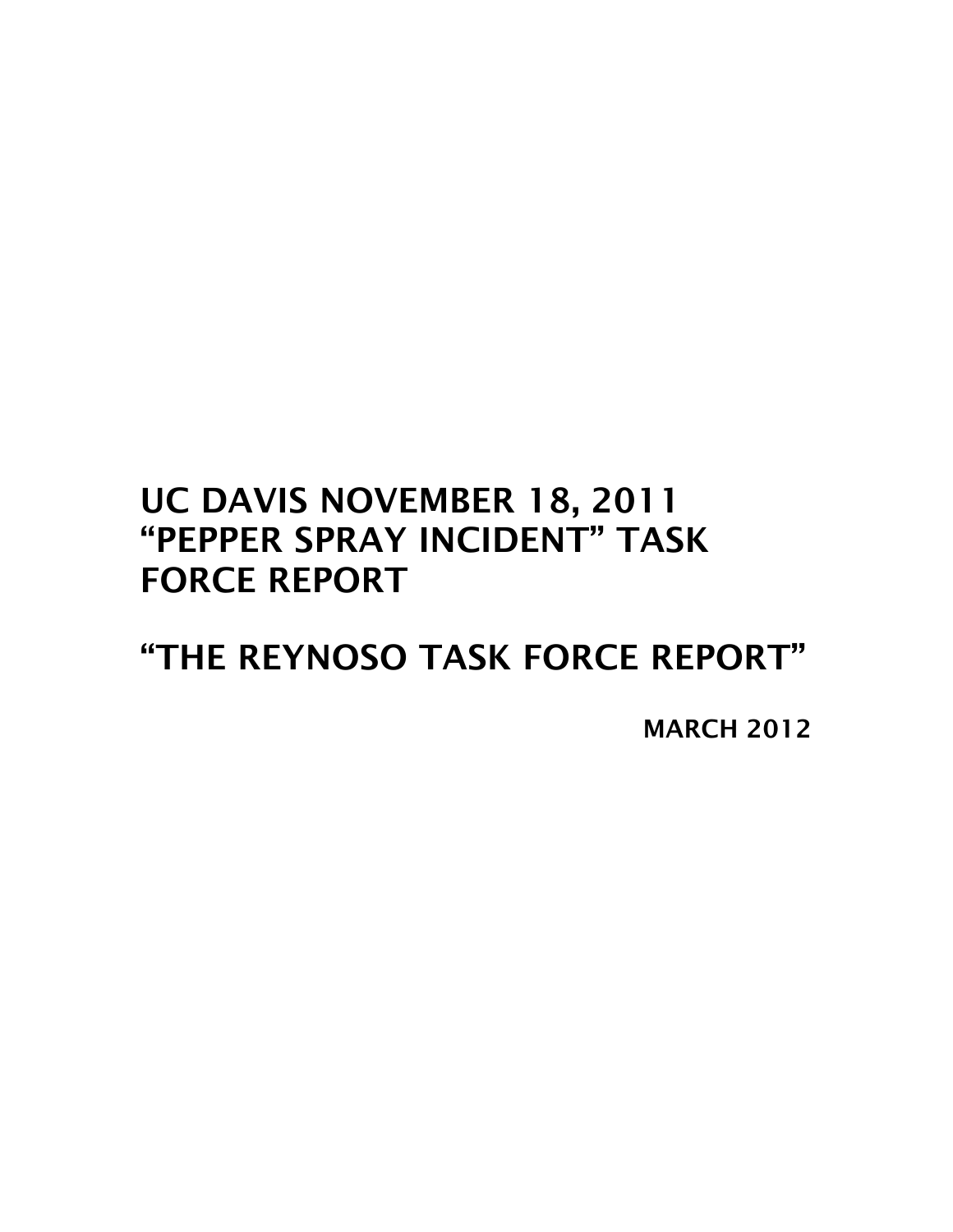# UC DAVIS NOVEMBER 18, 2011 "PEPPER SPRAY INCIDENT" TASK FORCE REPORT

# "THE REYNOSO TASK FORCE REPORT"

**MARCH 2012**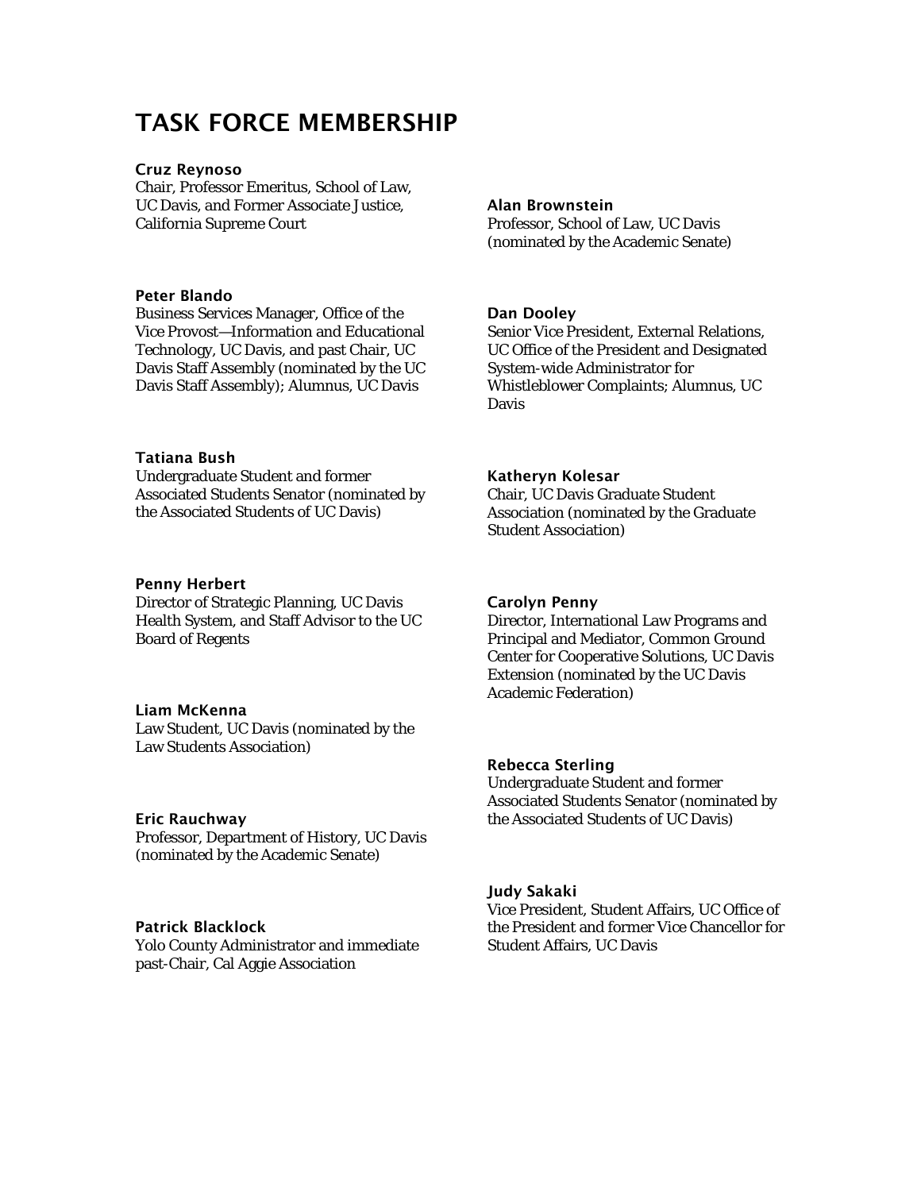# TASK FORCE MEMBERSHIP

**Cruz Reynoso**
Chair, Professor Emeritus, School of Law, UC Davis, and Former Associate Justice, California Supreme Court

**Peter Blando**
Business Services Manager, Office of the Vice Provost—Information and Educational Technology, UC Davis, and past Chair, UC Davis Staff Assembly (nominated by the UC Davis Staff Assembly); Alumnus, UC Davis

**Tatiana Bush**
Undergraduate Student and former Associated Students Senator (nominated by the Associated Students of UC Davis)

**Penny Herbert**
Director of Strategic Planning, UC Davis Health System, and Staff Advisor to the UC Board of Regents

**Liam McKenna**
Law Student, UC Davis (nominated by the Law Students Association)

**Eric Rauchway**
Professor, Department of History, UC Davis (nominated by the Academic Senate)

**Patrick Blacklock**
Yolo County Administrator and immediate past-Chair, Cal Aggie Association

**Alan Brownstein**
Professor, School of Law, UC Davis (nominated by the Academic Senate)

**Dan Dooley**
Senior Vice President, External Relations, UC Office of the President and Designated System-wide Administrator for Whistleblower Complaints; Alumnus, UC Davis

**Katheryn Kolesar**
Chair, UC Davis Graduate Student Association (nominated by the Graduate Student Association)

**Carolyn Penny**
Director, International Law Programs and Principal and Mediator, Common Ground Center for Cooperative Solutions, UC Davis Extension (nominated by the UC Davis Academic Federation)

**Rebecca Sterling**
Undergraduate Student and former Associated Students Senator (nominated by the Associated Students of UC Davis)

**Judy Sakaki**
Vice President, Student Affairs, UC Office of the President and former Vice Chancellor for Student Affairs, UC Davis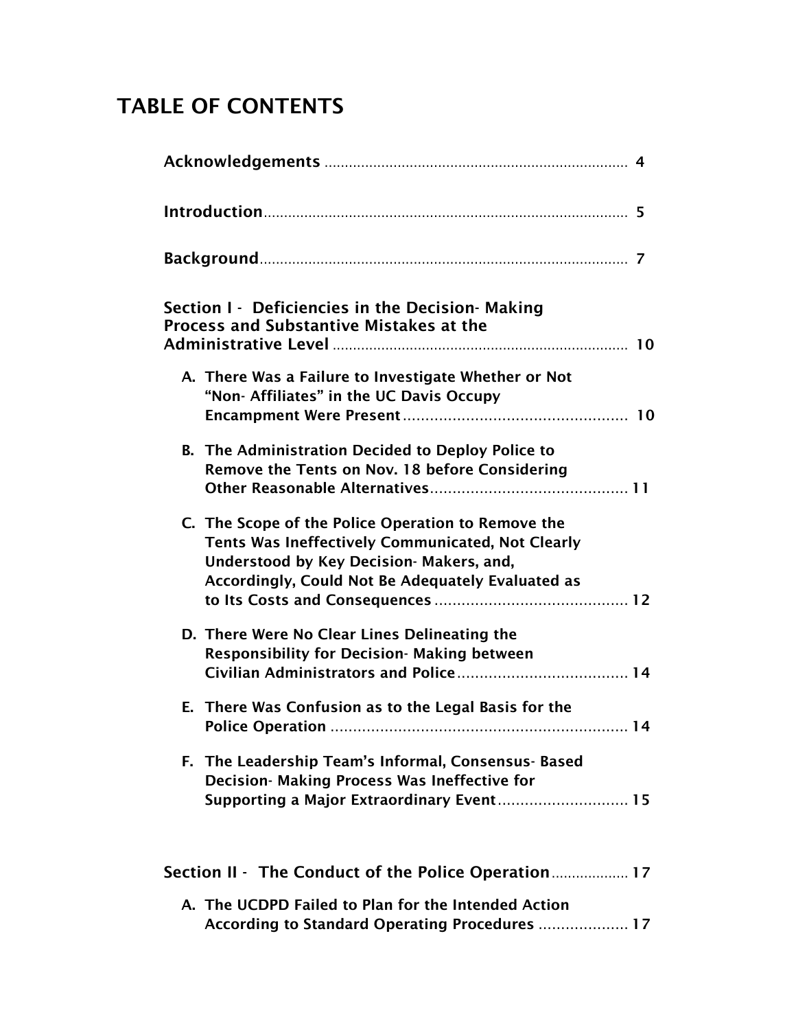# TABLE OF CONTENTS

**Acknowledgements** ........................................................................ 4

**Introduction** ................................................................................ 5

**Background** ................................................................................ 7

**Section I - Deficiencies in the Decision- Making Process and Substantive Mistakes at the Administrative Level** ........................................................................ 10

A. There Was a Failure to Investigate Whether or Not "Non- Affiliates" in the UC Davis Occupy Encampment Were Present .................................................. 10

B. The Administration Decided to Deploy Police to Remove the Tents on Nov. 18 before Considering Other Reasonable Alternatives ............................................ 11

C. The Scope of the Police Operation to Remove the Tents Was Ineffectively Communicated, Not Clearly Understood by Key Decision- Makers, and, Accordingly, Could Not Be Adequately Evaluated as to Its Costs and Consequences ........................................... 12

D. There Were No Clear Lines Delineating the Responsibility for Decision- Making between Civilian Administrators and Police ...................................... 14

E. There Was Confusion as to the Legal Basis for the Police Operation .................................................................. 14

F. The Leadership Team's Informal, Consensus- Based Decision- Making Process Was Ineffective for Supporting a Major Extraordinary Event ............................. 15

**Section II - The Conduct of the Police Operation** .................. 17

A. The UCDPD Failed to Plan for the Intended Action According to Standard Operating Procedures .................... 17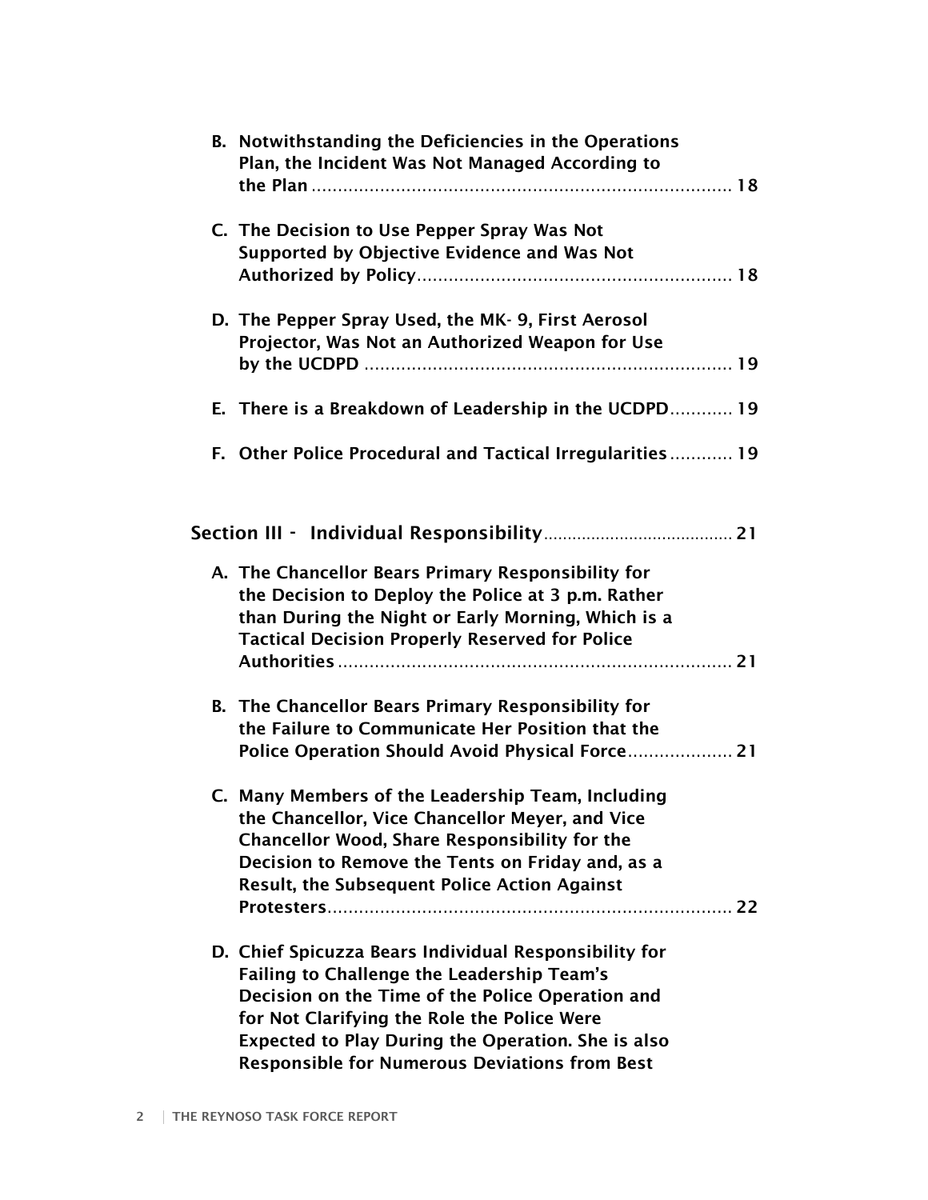B. Notwithstanding the Deficiencies in the Operations Plan, the Incident Was Not Managed According to the Plan ..... 18

C. The Decision to Use Pepper Spray Was Not Supported by Objective Evidence and Was Not Authorized by Policy ..... 18

D. The Pepper Spray Used, the MK- 9, First Aerosol Projector, Was Not an Authorized Weapon for Use by the UCDPD ..... 19

E. There is a Breakdown of Leadership in the UCDPD ..... 19

F. Other Police Procedural and Tactical Irregularities ..... 19

**Section III - Individual Responsibility** ..... 21

A. The Chancellor Bears Primary Responsibility for the Decision to Deploy the Police at 3 p.m. Rather than During the Night or Early Morning, Which is a Tactical Decision Properly Reserved for Police Authorities ..... 21

B. The Chancellor Bears Primary Responsibility for the Failure to Communicate Her Position that the Police Operation Should Avoid Physical Force ..... 21

C. Many Members of the Leadership Team, Including the Chancellor, Vice Chancellor Meyer, and Vice Chancellor Wood, Share Responsibility for the Decision to Remove the Tents on Friday and, as a Result, the Subsequent Police Action Against Protesters ..... 22

D. Chief Spicuzza Bears Individual Responsibility for Failing to Challenge the Leadership Team's Decision on the Time of the Police Operation and for Not Clarifying the Role the Police Were Expected to Play During the Operation. She is also Responsible for Numerous Deviations from Best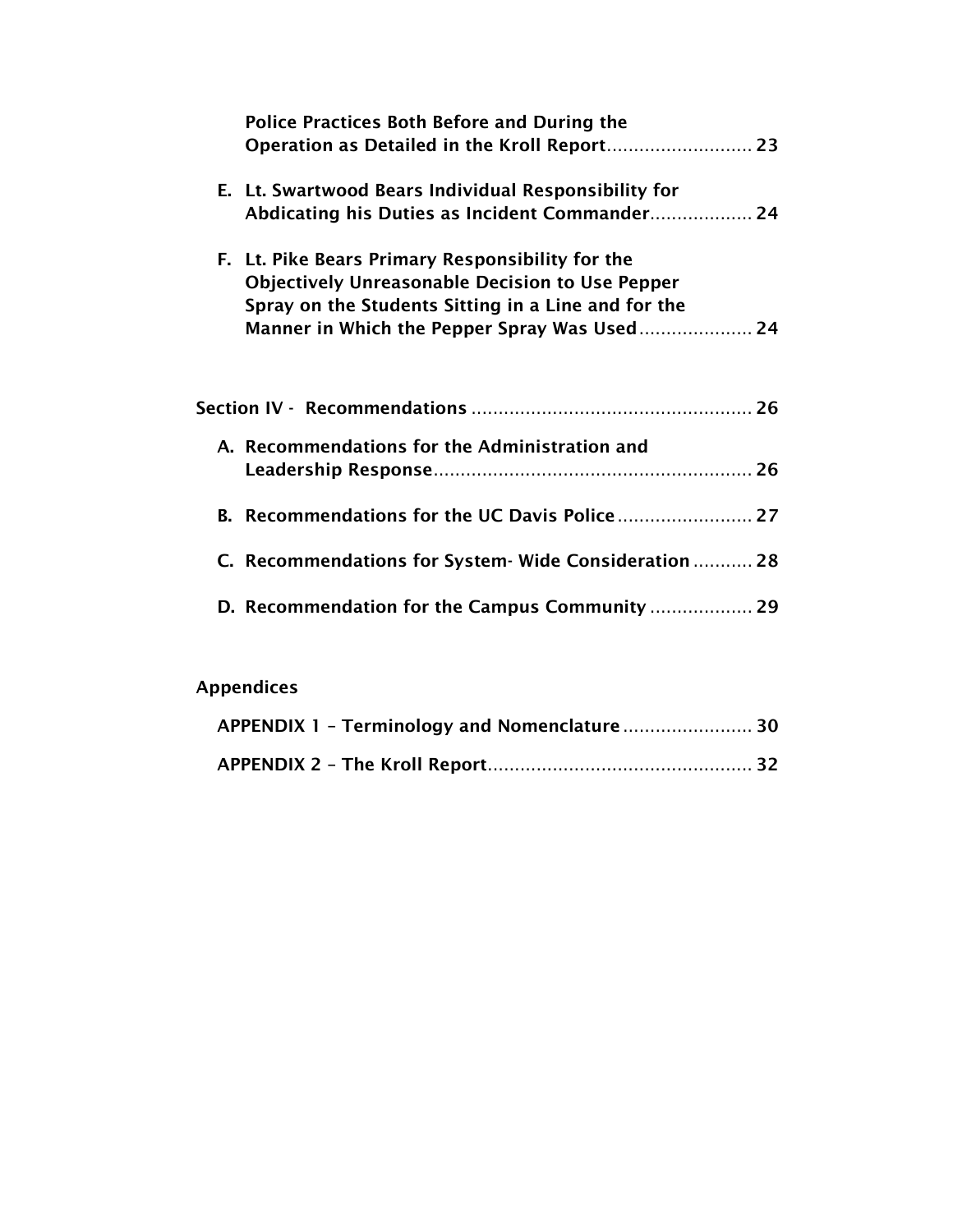Police Practices Both Before and During the Operation as Detailed in the Kroll Report........................... 23

E. Lt. Swartwood Bears Individual Responsibility for Abdicating his Duties as Incident Commander................... 24

F. Lt. Pike Bears Primary Responsibility for the Objectively Unreasonable Decision to Use Pepper Spray on the Students Sitting in a Line and for the Manner in Which the Pepper Spray Was Used..................... 24

**Section IV - Recommendations** .................................................... 26

A. Recommendations for the Administration and Leadership Response........................................................... 26

B. Recommendations for the UC Davis Police......................... 27

C. Recommendations for System- Wide Consideration ........... 28

D. Recommendation for the Campus Community .................. 29

**Appendices**

APPENDIX 1 – Terminology and Nomenclature ........................ 30

APPENDIX 2 – The Kroll Report................................................. 32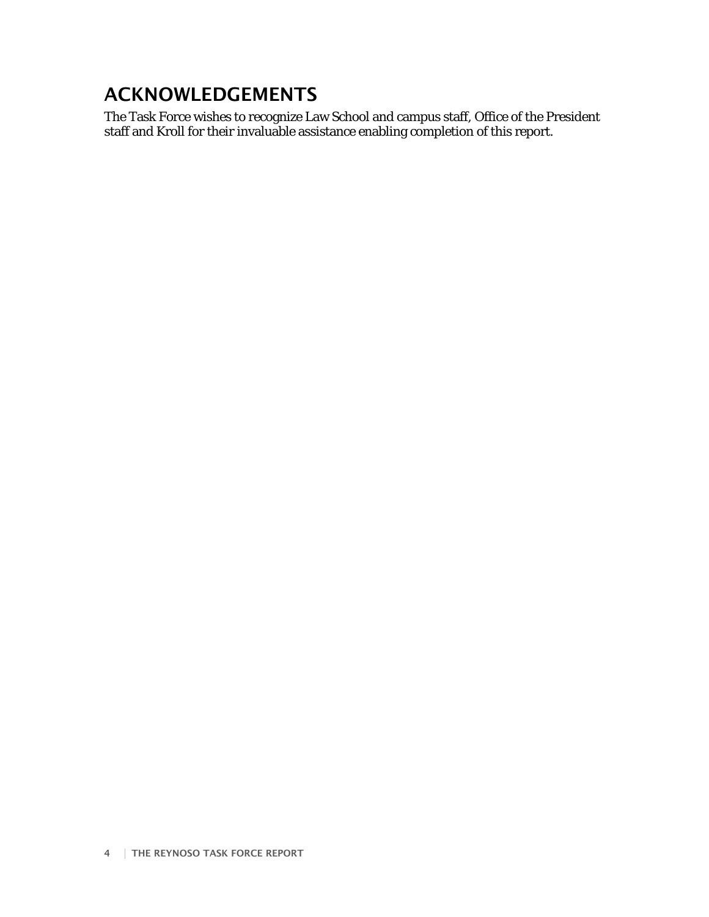# ACKNOWLEDGEMENTS

The Task Force wishes to recognize Law School and campus staff, Office of the President staff and Kroll for their invaluable assistance enabling completion of this report.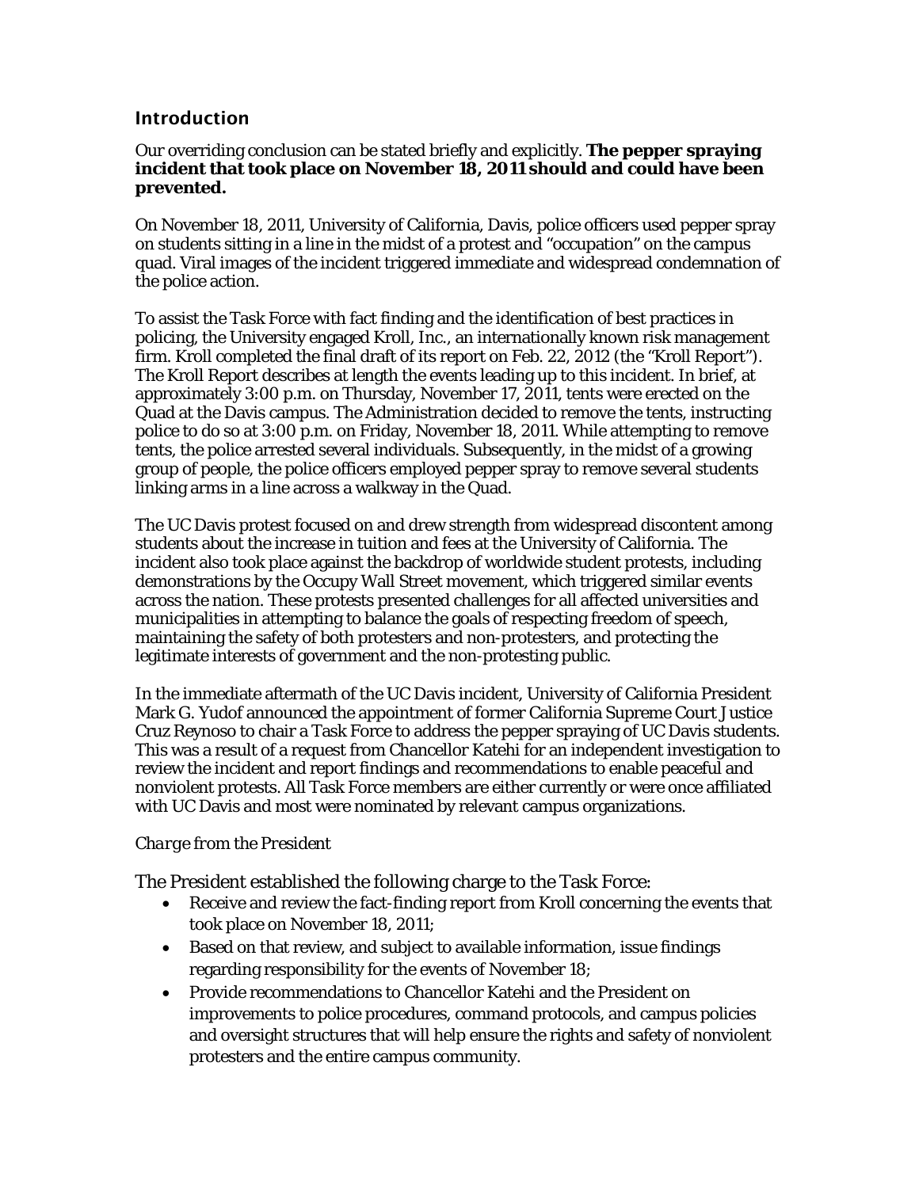## Introduction

Our overriding conclusion can be stated briefly and explicitly. **The pepper spraying incident that took place on November 18, 2011 should and could have been prevented.**

On November 18, 2011, University of California, Davis, police officers used pepper spray on students sitting in a line in the midst of a protest and "occupation" on the campus quad. Viral images of the incident triggered immediate and widespread condemnation of the police action.

To assist the Task Force with fact finding and the identification of best practices in policing, the University engaged Kroll, Inc., an internationally known risk management firm. Kroll completed the final draft of its report on Feb. 22, 2012 (the "Kroll Report"). The Kroll Report describes at length the events leading up to this incident. In brief, at approximately 3:00 p.m. on Thursday, November 17, 2011, tents were erected on the Quad at the Davis campus. The Administration decided to remove the tents, instructing police to do so at 3:00 p.m. on Friday, November 18, 2011. While attempting to remove tents, the police arrested several individuals. Subsequently, in the midst of a growing group of people, the police officers employed pepper spray to remove several students linking arms in a line across a walkway in the Quad.

The UC Davis protest focused on and drew strength from widespread discontent among students about the increase in tuition and fees at the University of California. The incident also took place against the backdrop of worldwide student protests, including demonstrations by the Occupy Wall Street movement, which triggered similar events across the nation. These protests presented challenges for all affected universities and municipalities in attempting to balance the goals of respecting freedom of speech, maintaining the safety of both protesters and non-protesters, and protecting the legitimate interests of government and the non-protesting public.

In the immediate aftermath of the UC Davis incident, University of California President Mark G. Yudof announced the appointment of former California Supreme Court Justice Cruz Reynoso to chair a Task Force to address the pepper spraying of UC Davis students. This was a result of a request from Chancellor Katehi for an independent investigation to review the incident and report findings and recommendations to enable peaceful and nonviolent protests. All Task Force members are either currently or were once affiliated with UC Davis and most were nominated by relevant campus organizations.

### *Charge from the President*

The President established the following charge to the Task Force:

- Receive and review the fact-finding report from Kroll concerning the events that took place on November 18, 2011;
- Based on that review, and subject to available information, issue findings regarding responsibility for the events of November 18;
- Provide recommendations to Chancellor Katehi and the President on improvements to police procedures, command protocols, and campus policies and oversight structures that will help ensure the rights and safety of nonviolent protesters and the entire campus community.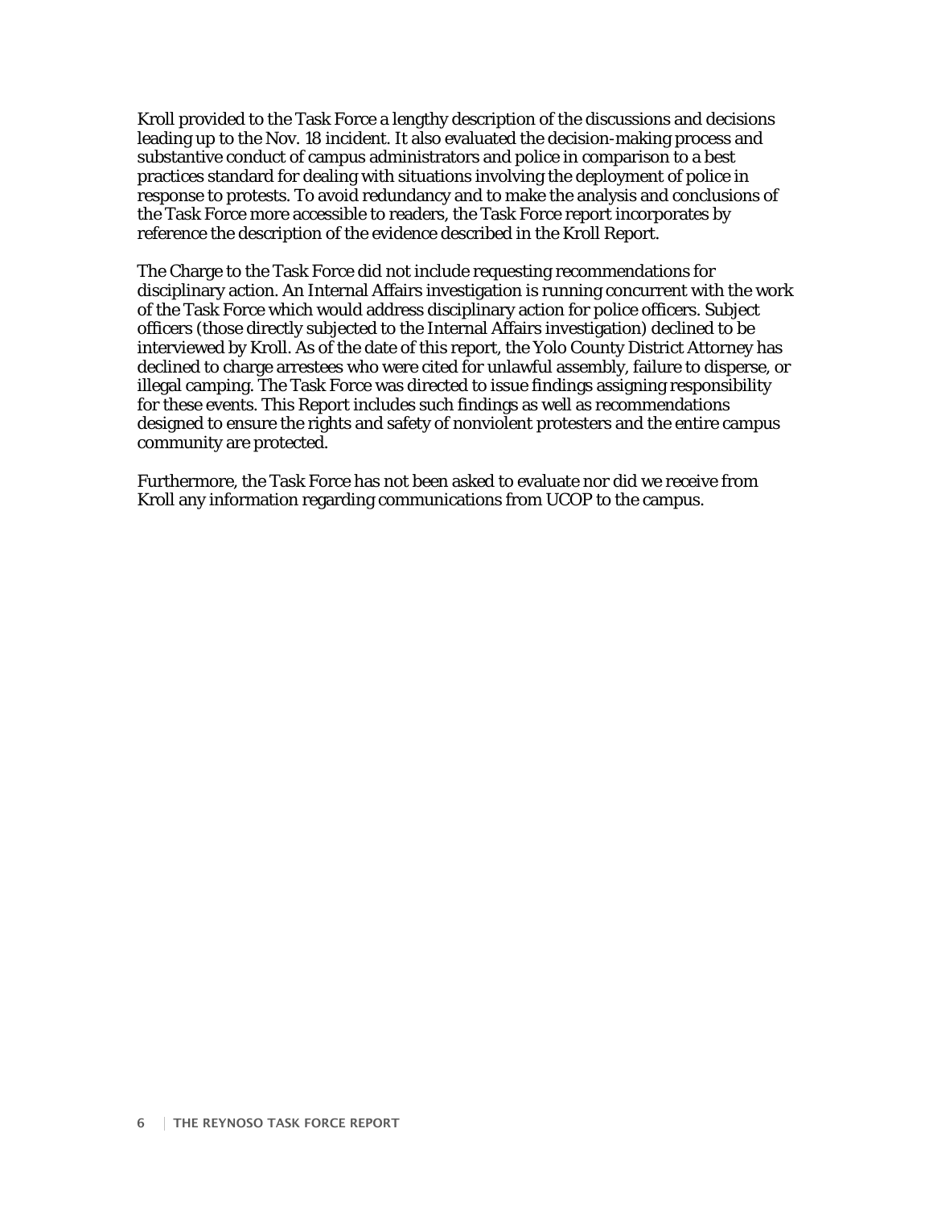Kroll provided to the Task Force a lengthy description of the discussions and decisions leading up to the Nov. 18 incident. It also evaluated the decision-making process and substantive conduct of campus administrators and police in comparison to a best practices standard for dealing with situations involving the deployment of police in response to protests. To avoid redundancy and to make the analysis and conclusions of the Task Force more accessible to readers, the Task Force report incorporates by reference the description of the evidence described in the Kroll Report.

The Charge to the Task Force did not include requesting recommendations for disciplinary action. An Internal Affairs investigation is running concurrent with the work of the Task Force which would address disciplinary action for police officers. Subject officers (those directly subjected to the Internal Affairs investigation) declined to be interviewed by Kroll. As of the date of this report, the Yolo County District Attorney has declined to charge arrestees who were cited for unlawful assembly, failure to disperse, or illegal camping. The Task Force was directed to issue findings assigning responsibility for these events. This Report includes such findings as well as recommendations designed to ensure the rights and safety of nonviolent protesters and the entire campus community are protected.

Furthermore, the Task Force has not been asked to evaluate nor did we receive from Kroll any information regarding communications from UCOP to the campus.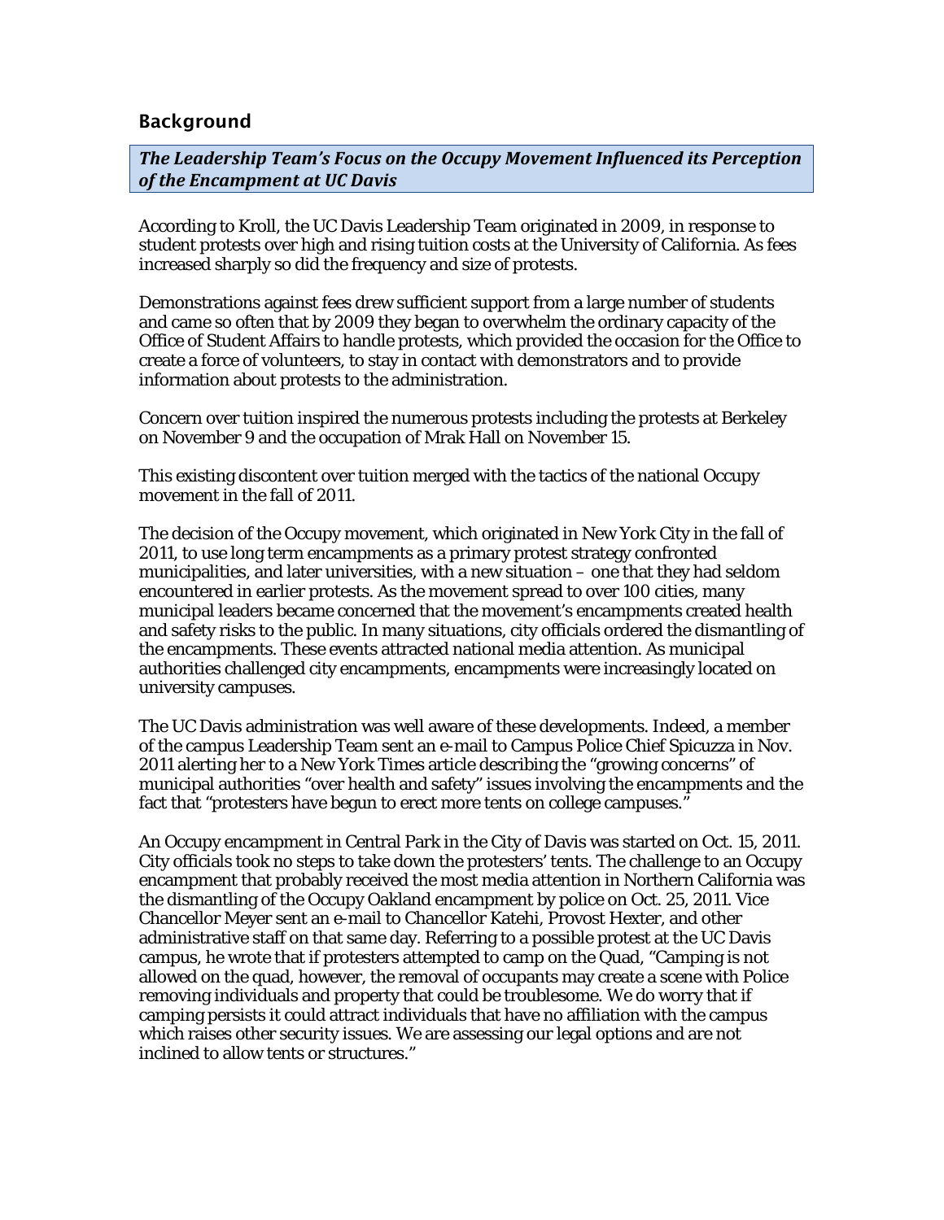## Background

### *The Leadership Team's Focus on the Occupy Movement Influenced its Perception of the Encampment at UC Davis*

According to Kroll, the UC Davis Leadership Team originated in 2009, in response to student protests over high and rising tuition costs at the University of California. As fees increased sharply so did the frequency and size of protests.

Demonstrations against fees drew sufficient support from a large number of students and came so often that by 2009 they began to overwhelm the ordinary capacity of the Office of Student Affairs to handle protests, which provided the occasion for the Office to create a force of volunteers, to stay in contact with demonstrators and to provide information about protests to the administration.

Concern over tuition inspired the numerous protests including the protests at Berkeley on November 9 and the occupation of Mrak Hall on November 15.

This existing discontent over tuition merged with the tactics of the national Occupy movement in the fall of 2011.

The decision of the Occupy movement, which originated in New York City in the fall of 2011, to use long term encampments as a primary protest strategy confronted municipalities, and later universities, with a new situation – one that they had seldom encountered in earlier protests. As the movement spread to over 100 cities, many municipal leaders became concerned that the movement's encampments created health and safety risks to the public. In many situations, city officials ordered the dismantling of the encampments. These events attracted national media attention. As municipal authorities challenged city encampments, encampments were increasingly located on university campuses.

The UC Davis administration was well aware of these developments. Indeed, a member of the campus Leadership Team sent an e-mail to Campus Police Chief Spicuzza in Nov. 2011 alerting her to a New York Times article describing the "growing concerns" of municipal authorities "over health and safety" issues involving the encampments and the fact that "protesters have begun to erect more tents on college campuses."

An Occupy encampment in Central Park in the City of Davis was started on Oct. 15, 2011. City officials took no steps to take down the protesters' tents. The challenge to an Occupy encampment that probably received the most media attention in Northern California was the dismantling of the Occupy Oakland encampment by police on Oct. 25, 2011. Vice Chancellor Meyer sent an e-mail to Chancellor Katehi, Provost Hexter, and other administrative staff on that same day. Referring to a possible protest at the UC Davis campus, he wrote that if protesters attempted to camp on the Quad, "Camping is not allowed on the quad, however, the removal of occupants may create a scene with Police removing individuals and property that could be troublesome. We do worry that if camping persists it could attract individuals that have no affiliation with the campus which raises other security issues. We are assessing our legal options and are not inclined to allow tents or structures."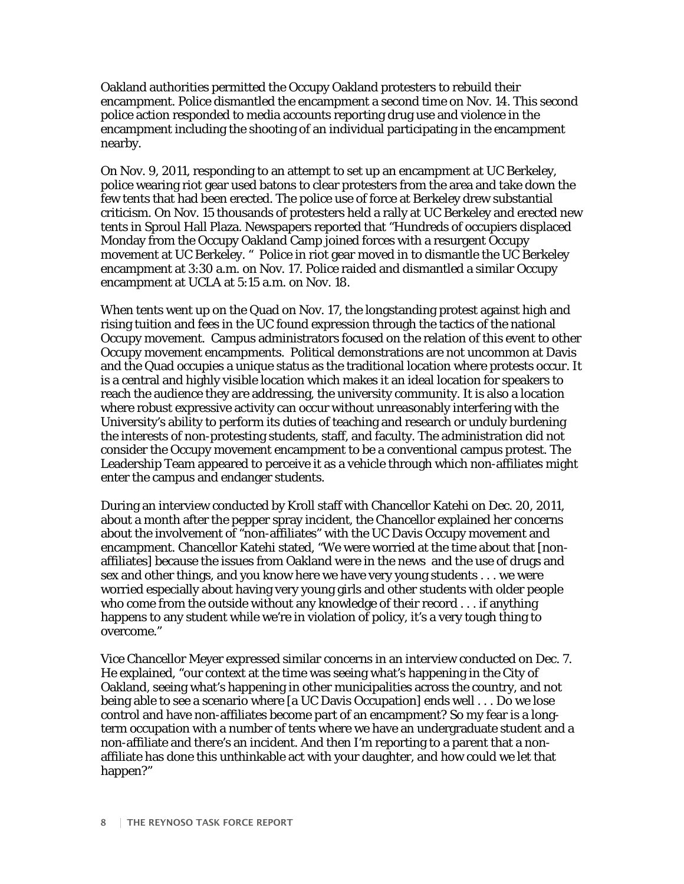Oakland authorities permitted the Occupy Oakland protesters to rebuild their encampment. Police dismantled the encampment a second time on Nov. 14. This second police action responded to media accounts reporting drug use and violence in the encampment including the shooting of an individual participating in the encampment nearby.

On Nov. 9, 2011, responding to an attempt to set up an encampment at UC Berkeley, police wearing riot gear used batons to clear protesters from the area and take down the few tents that had been erected. The police use of force at Berkeley drew substantial criticism. On Nov. 15 thousands of protesters held a rally at UC Berkeley and erected new tents in Sproul Hall Plaza. Newspapers reported that "Hundreds of occupiers displaced Monday from the Occupy Oakland Camp joined forces with a resurgent Occupy movement at UC Berkeley. " Police in riot gear moved in to dismantle the UC Berkeley encampment at 3:30 a.m. on Nov. 17. Police raided and dismantled a similar Occupy encampment at UCLA at 5:15 a.m. on Nov. 18.

When tents went up on the Quad on Nov. 17, the longstanding protest against high and rising tuition and fees in the UC found expression through the tactics of the national Occupy movement. Campus administrators focused on the relation of this event to other Occupy movement encampments. Political demonstrations are not uncommon at Davis and the Quad occupies a unique status as the traditional location where protests occur. It is a central and highly visible location which makes it an ideal location for speakers to reach the audience they are addressing, the university community. It is also a location where robust expressive activity can occur without unreasonably interfering with the University's ability to perform its duties of teaching and research or unduly burdening the interests of non-protesting students, staff, and faculty. The administration did not consider the Occupy movement encampment to be a conventional campus protest. The Leadership Team appeared to perceive it as a vehicle through which non-affiliates might enter the campus and endanger students.

During an interview conducted by Kroll staff with Chancellor Katehi on Dec. 20, 2011, about a month after the pepper spray incident, the Chancellor explained her concerns about the involvement of "non-affiliates" with the UC Davis Occupy movement and encampment. Chancellor Katehi stated, "We were worried at the time about that [non-affiliates] because the issues from Oakland were in the news and the use of drugs and sex and other things, and you know here we have very young students . . . we were worried especially about having very young girls and other students with older people who come from the outside without any knowledge of their record . . . if anything happens to any student while we're in violation of policy, it's a very tough thing to overcome."

Vice Chancellor Meyer expressed similar concerns in an interview conducted on Dec. 7. He explained, "our context at the time was seeing what's happening in the City of Oakland, seeing what's happening in other municipalities across the country, and not being able to see a scenario where [a UC Davis Occupation] ends well . . . Do we lose control and have non-affiliates become part of an encampment? So my fear is a long-term occupation with a number of tents where we have an undergraduate student and a non-affiliate and there's an incident. And then I'm reporting to a parent that a non-affiliate has done this unthinkable act with your daughter, and how could we let that happen?"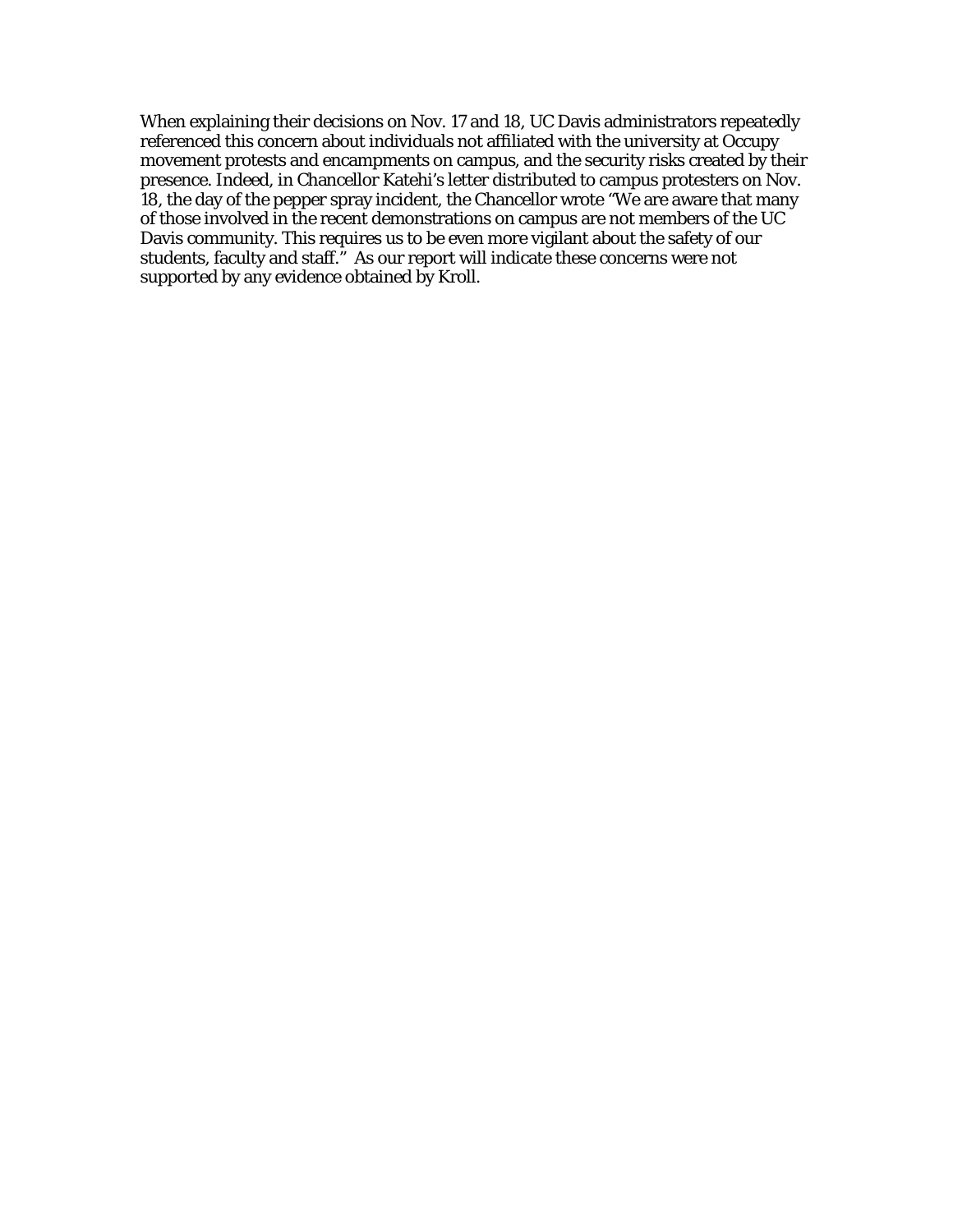When explaining their decisions on Nov. 17 and 18, UC Davis administrators repeatedly referenced this concern about individuals not affiliated with the university at Occupy movement protests and encampments on campus, and the security risks created by their presence. Indeed, in Chancellor Katehi's letter distributed to campus protesters on Nov. 18, the day of the pepper spray incident, the Chancellor wrote "We are aware that many of those involved in the recent demonstrations on campus are not members of the UC Davis community. This requires us to be even more vigilant about the safety of our students, faculty and staff." As our report will indicate these concerns were not supported by any evidence obtained by Kroll.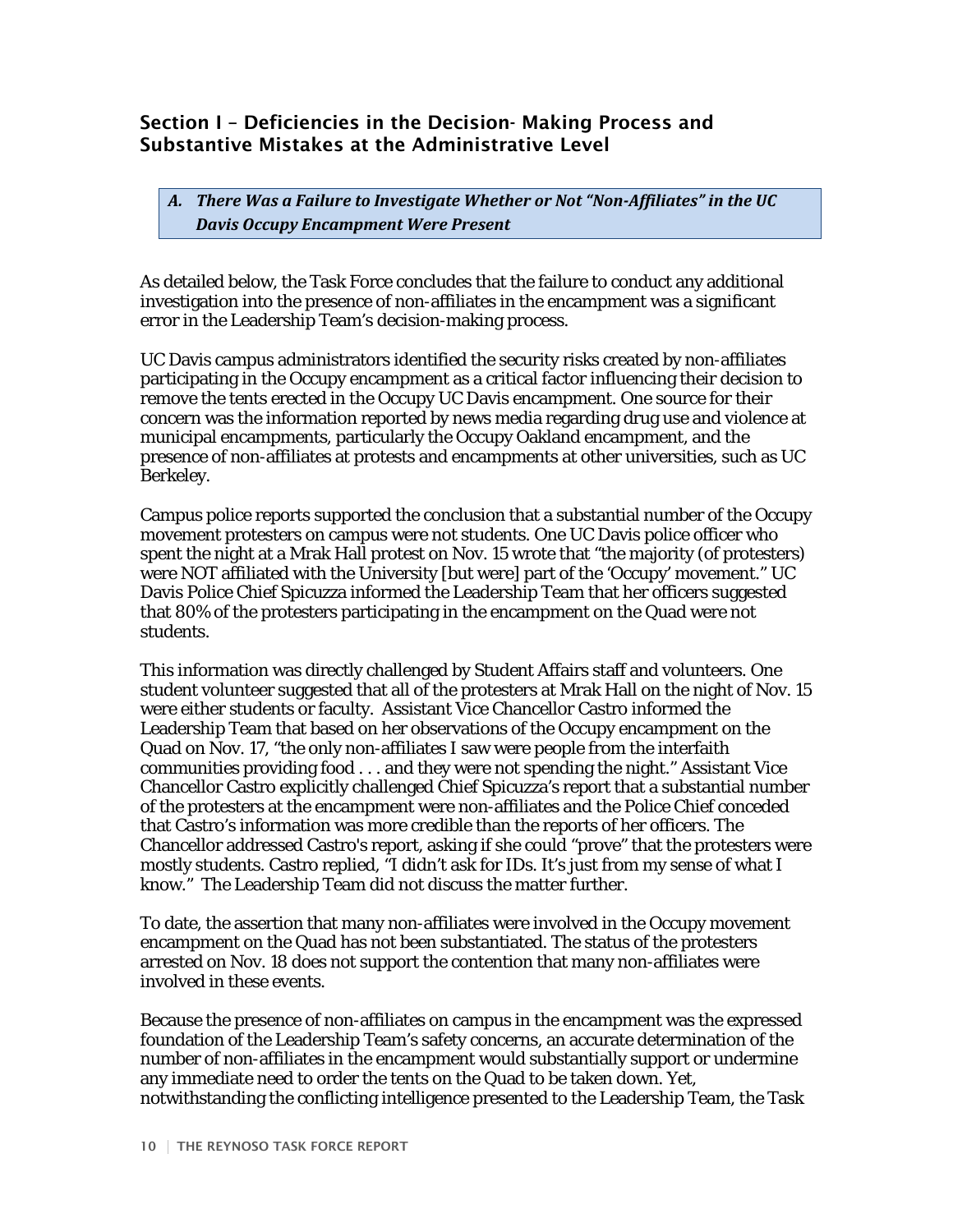## Section I – Deficiencies in the Decision- Making Process and Substantive Mistakes at the Administrative Level

### *A. There Was a Failure to Investigate Whether or Not "Non-Affiliates" in the UC Davis Occupy Encampment Were Present*

As detailed below, the Task Force concludes that the failure to conduct any additional investigation into the presence of non-affiliates in the encampment was a significant error in the Leadership Team's decision-making process.

UC Davis campus administrators identified the security risks created by non-affiliates participating in the Occupy encampment as a critical factor influencing their decision to remove the tents erected in the Occupy UC Davis encampment. One source for their concern was the information reported by news media regarding drug use and violence at municipal encampments, particularly the Occupy Oakland encampment, and the presence of non-affiliates at protests and encampments at other universities, such as UC Berkeley.

Campus police reports supported the conclusion that a substantial number of the Occupy movement protesters on campus were not students. One UC Davis police officer who spent the night at a Mrak Hall protest on Nov. 15 wrote that "the majority (of protesters) were NOT affiliated with the University [but were] part of the 'Occupy' movement." UC Davis Police Chief Spicuzza informed the Leadership Team that her officers suggested that 80% of the protesters participating in the encampment on the Quad were not students.

This information was directly challenged by Student Affairs staff and volunteers. One student volunteer suggested that all of the protesters at Mrak Hall on the night of Nov. 15 were either students or faculty. Assistant Vice Chancellor Castro informed the Leadership Team that based on her observations of the Occupy encampment on the Quad on Nov. 17, "the only non-affiliates I saw were people from the interfaith communities providing food . . . and they were not spending the night." Assistant Vice Chancellor Castro explicitly challenged Chief Spicuzza's report that a substantial number of the protesters at the encampment were non-affiliates and the Police Chief conceded that Castro's information was more credible than the reports of her officers. The Chancellor addressed Castro's report, asking if she could "prove" that the protesters were mostly students. Castro replied, "I didn't ask for IDs. It's just from my sense of what I know." The Leadership Team did not discuss the matter further.

To date, the assertion that many non-affiliates were involved in the Occupy movement encampment on the Quad has not been substantiated. The status of the protesters arrested on Nov. 18 does not support the contention that many non-affiliates were involved in these events.

Because the presence of non-affiliates on campus in the encampment was the expressed foundation of the Leadership Team's safety concerns, an accurate determination of the number of non-affiliates in the encampment would substantially support or undermine any immediate need to order the tents on the Quad to be taken down. Yet, notwithstanding the conflicting intelligence presented to the Leadership Team, the Task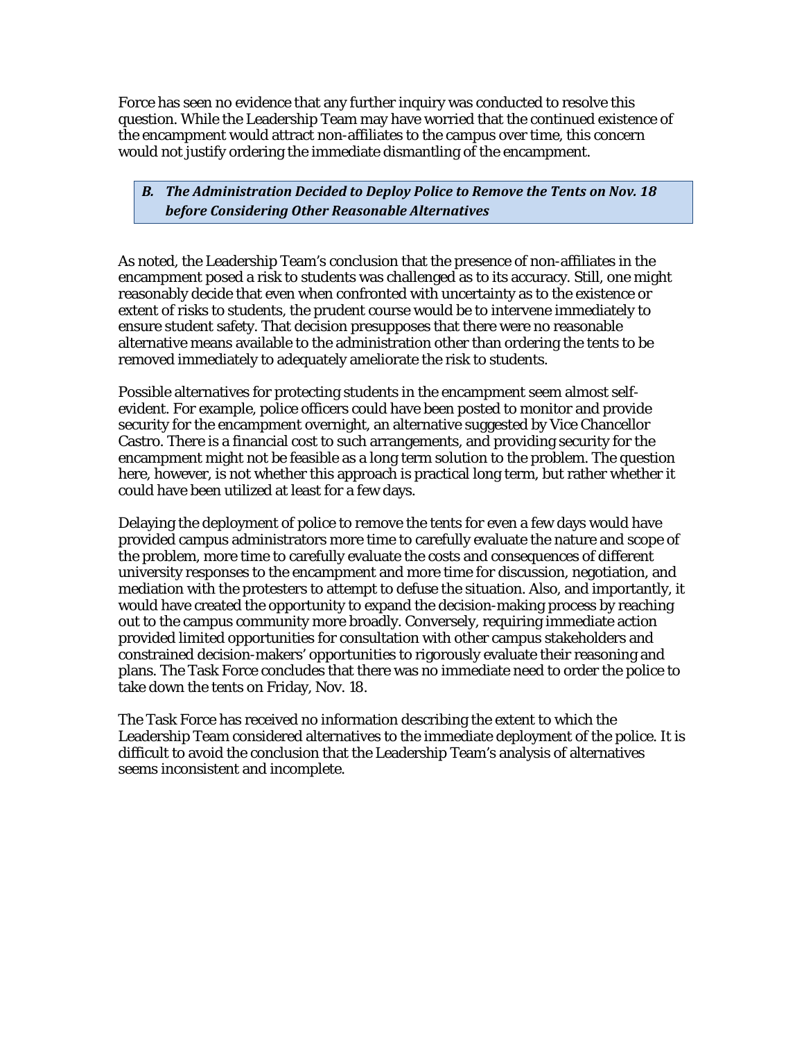Force has seen no evidence that any further inquiry was conducted to resolve this question. While the Leadership Team may have worried that the continued existence of the encampment would attract non-affiliates to the campus over time, this concern would not justify ordering the immediate dismantling of the encampment.

### *B. The Administration Decided to Deploy Police to Remove the Tents on Nov. 18 before Considering Other Reasonable Alternatives*

As noted, the Leadership Team's conclusion that the presence of non-affiliates in the encampment posed a risk to students was challenged as to its accuracy. Still, one might reasonably decide that even when confronted with uncertainty as to the existence or extent of risks to students, the prudent course would be to intervene immediately to ensure student safety. That decision presupposes that there were no reasonable alternative means available to the administration other than ordering the tents to be removed immediately to adequately ameliorate the risk to students.

Possible alternatives for protecting students in the encampment seem almost self-evident. For example, police officers could have been posted to monitor and provide security for the encampment overnight, an alternative suggested by Vice Chancellor Castro. There is a financial cost to such arrangements, and providing security for the encampment might not be feasible as a long term solution to the problem. The question here, however, is not whether this approach is practical long term, but rather whether it could have been utilized at least for a few days.

Delaying the deployment of police to remove the tents for even a few days would have provided campus administrators more time to carefully evaluate the nature and scope of the problem, more time to carefully evaluate the costs and consequences of different university responses to the encampment and more time for discussion, negotiation, and mediation with the protesters to attempt to defuse the situation. Also, and importantly, it would have created the opportunity to expand the decision-making process by reaching out to the campus community more broadly. Conversely, requiring immediate action provided limited opportunities for consultation with other campus stakeholders and constrained decision-makers' opportunities to rigorously evaluate their reasoning and plans. The Task Force concludes that there was no immediate need to order the police to take down the tents on Friday, Nov. 18.

The Task Force has received no information describing the extent to which the Leadership Team considered alternatives to the immediate deployment of the police. It is difficult to avoid the conclusion that the Leadership Team's analysis of alternatives seems inconsistent and incomplete.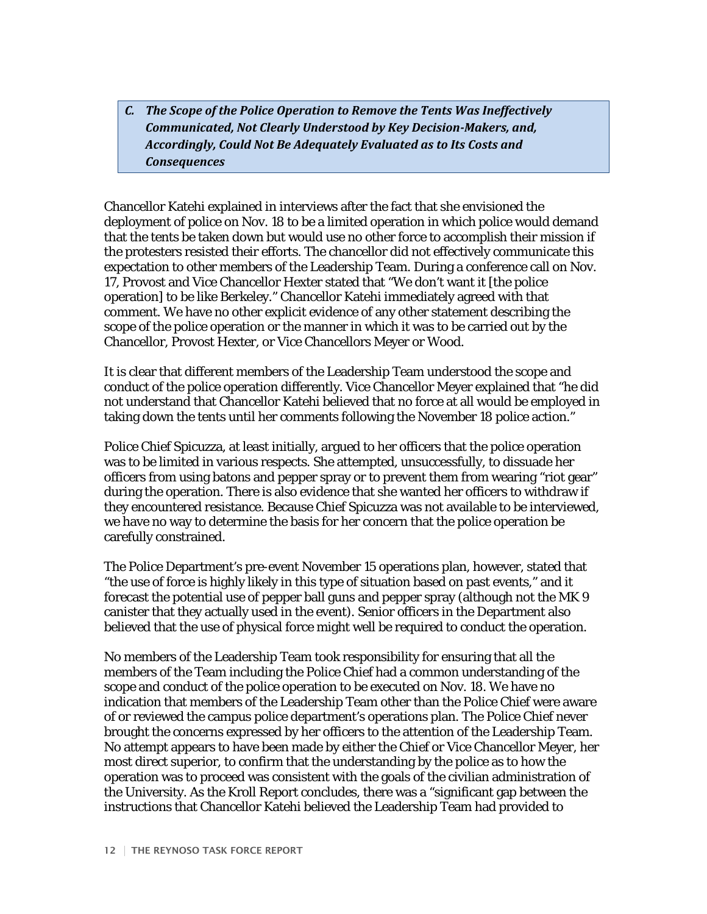### *C. The Scope of the Police Operation to Remove the Tents Was Ineffectively Communicated, Not Clearly Understood by Key Decision-Makers, and, Accordingly, Could Not Be Adequately Evaluated as to Its Costs and Consequences*

Chancellor Katehi explained in interviews after the fact that she envisioned the deployment of police on Nov. 18 to be a limited operation in which police would demand that the tents be taken down but would use no other force to accomplish their mission if the protesters resisted their efforts. The chancellor did not effectively communicate this expectation to other members of the Leadership Team. During a conference call on Nov. 17, Provost and Vice Chancellor Hexter stated that "We don't want it [the police operation] to be like Berkeley." Chancellor Katehi immediately agreed with that comment. We have no other explicit evidence of any other statement describing the scope of the police operation or the manner in which it was to be carried out by the Chancellor, Provost Hexter, or Vice Chancellors Meyer or Wood.

It is clear that different members of the Leadership Team understood the scope and conduct of the police operation differently. Vice Chancellor Meyer explained that "he did not understand that Chancellor Katehi believed that no force at all would be employed in taking down the tents until her comments following the November 18 police action."

Police Chief Spicuzza, at least initially, argued to her officers that the police operation was to be limited in various respects. She attempted, unsuccessfully, to dissuade her officers from using batons and pepper spray or to prevent them from wearing "riot gear" during the operation. There is also evidence that she wanted her officers to withdraw if they encountered resistance. Because Chief Spicuzza was not available to be interviewed, we have no way to determine the basis for her concern that the police operation be carefully constrained.

The Police Department's pre-event November 15 operations plan, however, stated that "the use of force is highly likely in this type of situation based on past events," and it forecast the potential use of pepper ball guns and pepper spray (although not the MK 9 canister that they actually used in the event). Senior officers in the Department also believed that the use of physical force might well be required to conduct the operation.

No members of the Leadership Team took responsibility for ensuring that all the members of the Team including the Police Chief had a common understanding of the scope and conduct of the police operation to be executed on Nov. 18. We have no indication that members of the Leadership Team other than the Police Chief were aware of or reviewed the campus police department's operations plan. The Police Chief never brought the concerns expressed by her officers to the attention of the Leadership Team. No attempt appears to have been made by either the Chief or Vice Chancellor Meyer, her most direct superior, to confirm that the understanding by the police as to how the operation was to proceed was consistent with the goals of the civilian administration of the University. As the Kroll Report concludes, there was a "significant gap between the instructions that Chancellor Katehi believed the Leadership Team had provided to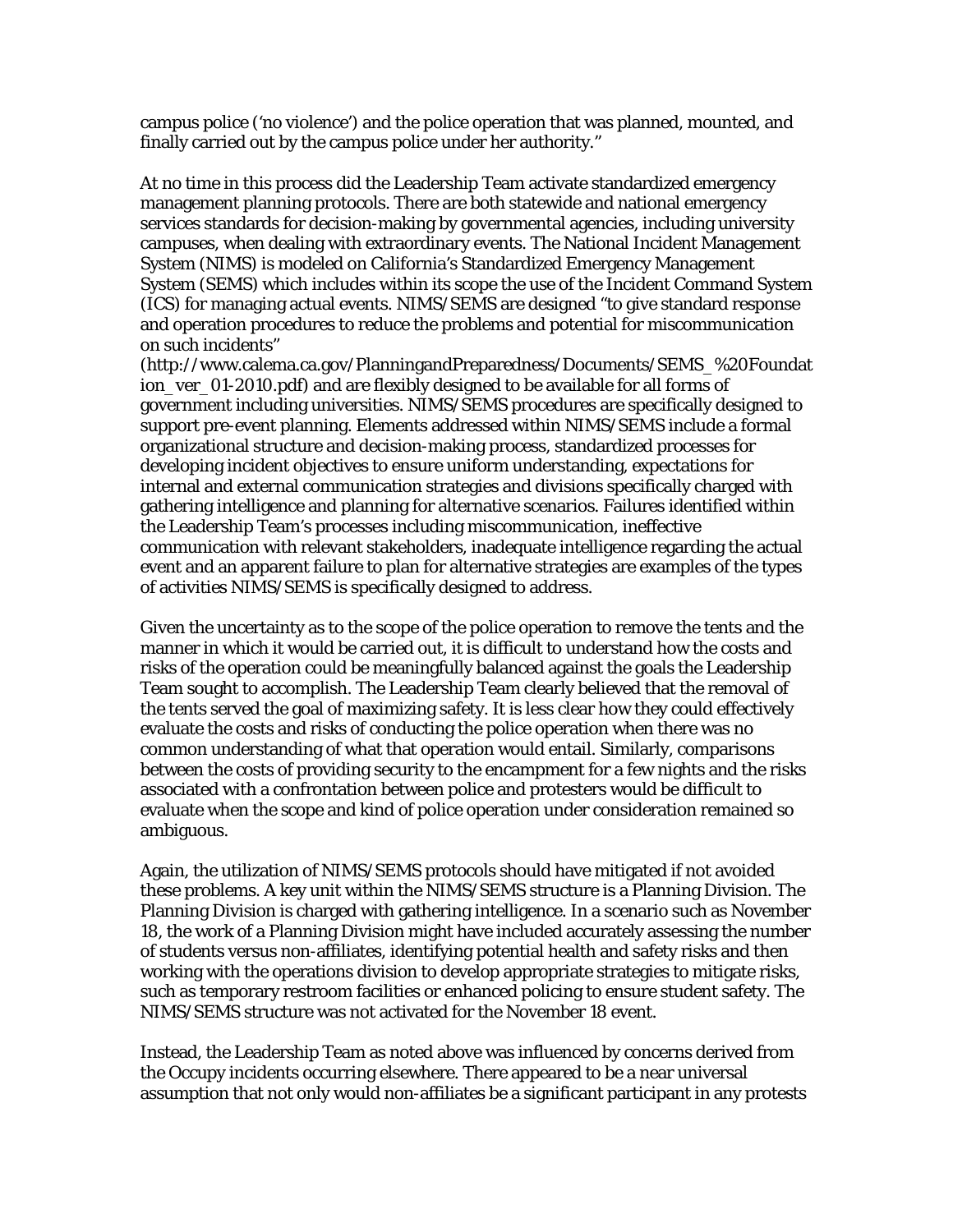campus police ('no violence') and the police operation that was planned, mounted, and finally carried out by the campus police under her authority."

At no time in this process did the Leadership Team activate standardized emergency management planning protocols. There are both statewide and national emergency services standards for decision-making by governmental agencies, including university campuses, when dealing with extraordinary events. The National Incident Management System (NIMS) is modeled on California's Standardized Emergency Management System (SEMS) which includes within its scope the use of the Incident Command System (ICS) for managing actual events. NIMS/SEMS are designed "to give standard response and operation procedures to reduce the problems and potential for miscommunication on such incidents" (http://www.calema.ca.gov/PlanningandPreparedness/Documents/SEMS_%20Foundation_ver_01-2010.pdf) and are flexibly designed to be available for all forms of government including universities. NIMS/SEMS procedures are specifically designed to support pre-event planning. Elements addressed within NIMS/SEMS include a formal organizational structure and decision-making process, standardized processes for developing incident objectives to ensure uniform understanding, expectations for internal and external communication strategies and divisions specifically charged with gathering intelligence and planning for alternative scenarios. Failures identified within the Leadership Team's processes including miscommunication, ineffective communication with relevant stakeholders, inadequate intelligence regarding the actual event and an apparent failure to plan for alternative strategies are examples of the types of activities NIMS/SEMS is specifically designed to address.

Given the uncertainty as to the scope of the police operation to remove the tents and the manner in which it would be carried out, it is difficult to understand how the costs and risks of the operation could be meaningfully balanced against the goals the Leadership Team sought to accomplish. The Leadership Team clearly believed that the removal of the tents served the goal of maximizing safety. It is less clear how they could effectively evaluate the costs and risks of conducting the police operation when there was no common understanding of what that operation would entail. Similarly, comparisons between the costs of providing security to the encampment for a few nights and the risks associated with a confrontation between police and protesters would be difficult to evaluate when the scope and kind of police operation under consideration remained so ambiguous.

Again, the utilization of NIMS/SEMS protocols should have mitigated if not avoided these problems. A key unit within the NIMS/SEMS structure is a Planning Division. The Planning Division is charged with gathering intelligence. In a scenario such as November 18, the work of a Planning Division might have included accurately assessing the number of students versus non-affiliates, identifying potential health and safety risks and then working with the operations division to develop appropriate strategies to mitigate risks, such as temporary restroom facilities or enhanced policing to ensure student safety. The NIMS/SEMS structure was not activated for the November 18 event.

Instead, the Leadership Team as noted above was influenced by concerns derived from the Occupy incidents occurring elsewhere. There appeared to be a near universal assumption that not only would non-affiliates be a significant participant in any protests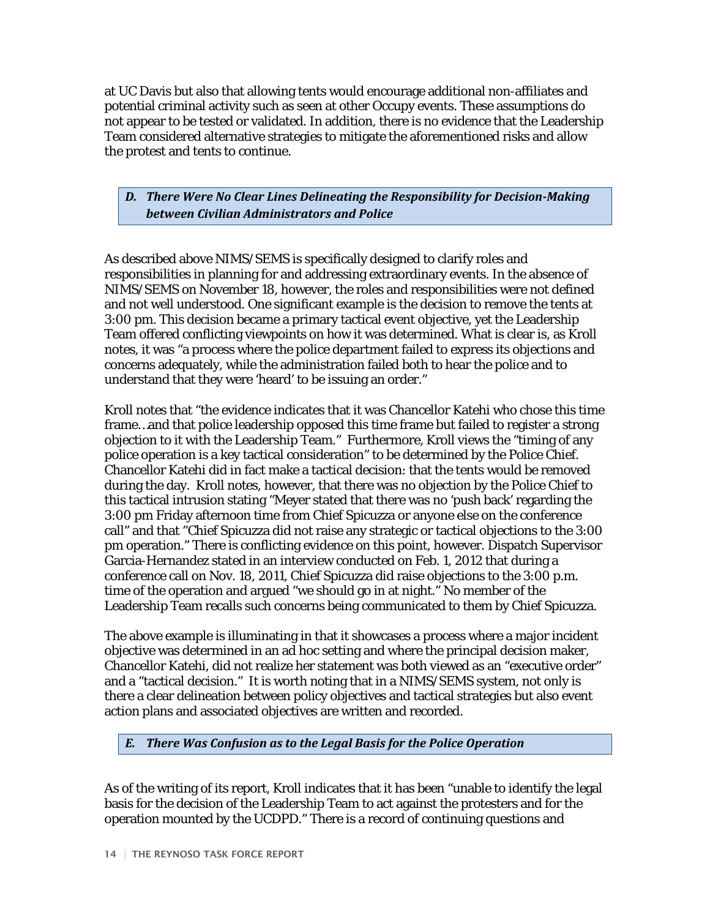at UC Davis but also that allowing tents would encourage additional non-affiliates and potential criminal activity such as seen at other Occupy events. These assumptions do not appear to be tested or validated. In addition, there is no evidence that the Leadership Team considered alternative strategies to mitigate the aforementioned risks and allow the protest and tents to continue.

### *D. There Were No Clear Lines Delineating the Responsibility for Decision-Making between Civilian Administrators and Police*

As described above NIMS/SEMS is specifically designed to clarify roles and responsibilities in planning for and addressing extraordinary events. In the absence of NIMS/SEMS on November 18, however, the roles and responsibilities were not defined and not well understood. One significant example is the decision to remove the tents at 3:00 pm. This decision became a primary tactical event objective, yet the Leadership Team offered conflicting viewpoints on how it was determined. What is clear is, as Kroll notes, it was "a process where the police department failed to express its objections and concerns adequately, while the administration failed both to hear the police and to understand that they were 'heard' to be issuing an order."

Kroll notes that "the evidence indicates that it was Chancellor Katehi who chose this time frame…and that police leadership opposed this time frame but failed to register a strong objection to it with the Leadership Team." Furthermore, Kroll views the "timing of any police operation is a key tactical consideration" to be determined by the Police Chief. Chancellor Katehi did in fact make a tactical decision: that the tents would be removed during the day. Kroll notes, however, that there was no objection by the Police Chief to this tactical intrusion stating "Meyer stated that there was no 'push back' regarding the 3:00 pm Friday afternoon time from Chief Spicuzza or anyone else on the conference call" and that "Chief Spicuzza did not raise any strategic or tactical objections to the 3:00 pm operation." There is conflicting evidence on this point, however. Dispatch Supervisor Garcia-Hernandez stated in an interview conducted on Feb. 1, 2012 that during a conference call on Nov. 18, 2011, Chief Spicuzza did raise objections to the 3:00 p.m. time of the operation and argued "we should go in at night." No member of the Leadership Team recalls such concerns being communicated to them by Chief Spicuzza.

The above example is illuminating in that it showcases a process where a major incident objective was determined in an ad hoc setting and where the principal decision maker, Chancellor Katehi, did not realize her statement was both viewed as an "executive order" and a "tactical decision." It is worth noting that in a NIMS/SEMS system, not only is there a clear delineation between policy objectives and tactical strategies but also event action plans and associated objectives are written and recorded.

### *E. There Was Confusion as to the Legal Basis for the Police Operation*

As of the writing of its report, Kroll indicates that it has been "unable to identify the legal basis for the decision of the Leadership Team to act against the protesters and for the operation mounted by the UCDPD." There is a record of continuing questions and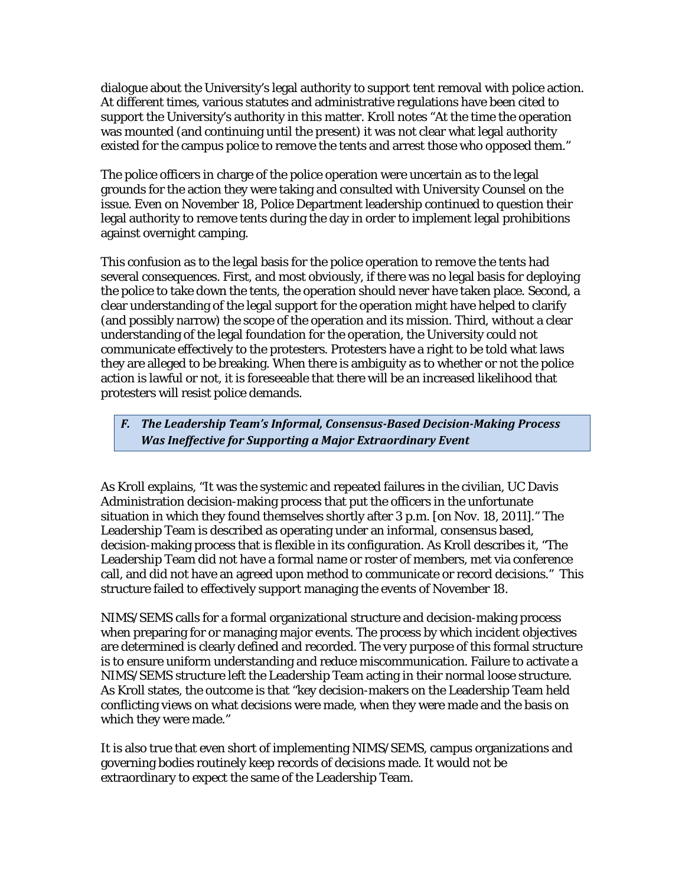dialogue about the University's legal authority to support tent removal with police action. At different times, various statutes and administrative regulations have been cited to support the University's authority in this matter. Kroll notes "At the time the operation was mounted (and continuing until the present) it was not clear what legal authority existed for the campus police to remove the tents and arrest those who opposed them."

The police officers in charge of the police operation were uncertain as to the legal grounds for the action they were taking and consulted with University Counsel on the issue. Even on November 18, Police Department leadership continued to question their legal authority to remove tents during the day in order to implement legal prohibitions against overnight camping.

This confusion as to the legal basis for the police operation to remove the tents had several consequences. First, and most obviously, if there was no legal basis for deploying the police to take down the tents, the operation should never have taken place. Second, a clear understanding of the legal support for the operation might have helped to clarify (and possibly narrow) the scope of the operation and its mission. Third, without a clear understanding of the legal foundation for the operation, the University could not communicate effectively to the protesters. Protesters have a right to be told what laws they are alleged to be breaking. When there is ambiguity as to whether or not the police action is lawful or not, it is foreseeable that there will be an increased likelihood that protesters will resist police demands.

### *F. The Leadership Team's Informal, Consensus-Based Decision-Making Process Was Ineffective for Supporting a Major Extraordinary Event*

As Kroll explains, "It was the systemic and repeated failures in the civilian, UC Davis Administration decision-making process that put the officers in the unfortunate situation in which they found themselves shortly after 3 p.m. [on Nov. 18, 2011]." The Leadership Team is described as operating under an informal, consensus based, decision-making process that is flexible in its configuration. As Kroll describes it, "The Leadership Team did not have a formal name or roster of members, met via conference call, and did not have an agreed upon method to communicate or record decisions." This structure failed to effectively support managing the events of November 18.

NIMS/SEMS calls for a formal organizational structure and decision-making process when preparing for or managing major events. The process by which incident objectives are determined is clearly defined and recorded. The very purpose of this formal structure is to ensure uniform understanding and reduce miscommunication. Failure to activate a NIMS/SEMS structure left the Leadership Team acting in their normal loose structure. As Kroll states, the outcome is that "key decision-makers on the Leadership Team held conflicting views on what decisions were made, when they were made and the basis on which they were made."

It is also true that even short of implementing NIMS/SEMS, campus organizations and governing bodies routinely keep records of decisions made. It would not be extraordinary to expect the same of the Leadership Team.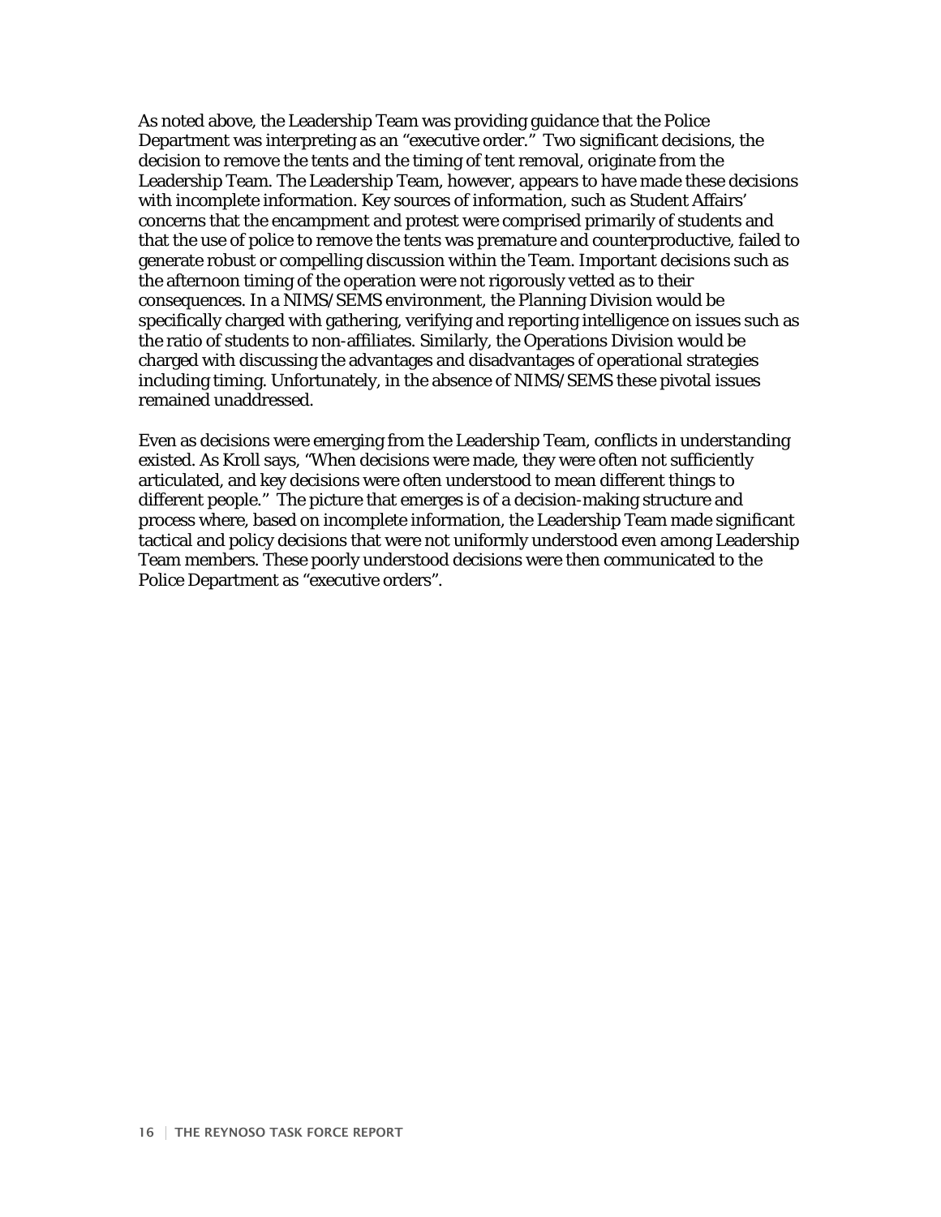As noted above, the Leadership Team was providing guidance that the Police Department was interpreting as an "executive order." Two significant decisions, the decision to remove the tents and the timing of tent removal, originate from the Leadership Team. The Leadership Team, however, appears to have made these decisions with incomplete information. Key sources of information, such as Student Affairs' concerns that the encampment and protest were comprised primarily of students and that the use of police to remove the tents was premature and counterproductive, failed to generate robust or compelling discussion within the Team. Important decisions such as the afternoon timing of the operation were not rigorously vetted as to their consequences. In a NIMS/SEMS environment, the Planning Division would be specifically charged with gathering, verifying and reporting intelligence on issues such as the ratio of students to non-affiliates. Similarly, the Operations Division would be charged with discussing the advantages and disadvantages of operational strategies including timing. Unfortunately, in the absence of NIMS/SEMS these pivotal issues remained unaddressed.

Even as decisions were emerging from the Leadership Team, conflicts in understanding existed. As Kroll says, "When decisions were made, they were often not sufficiently articulated, and key decisions were often understood to mean different things to different people." The picture that emerges is of a decision-making structure and process where, based on incomplete information, the Leadership Team made significant tactical and policy decisions that were not uniformly understood even among Leadership Team members. These poorly understood decisions were then communicated to the Police Department as "executive orders".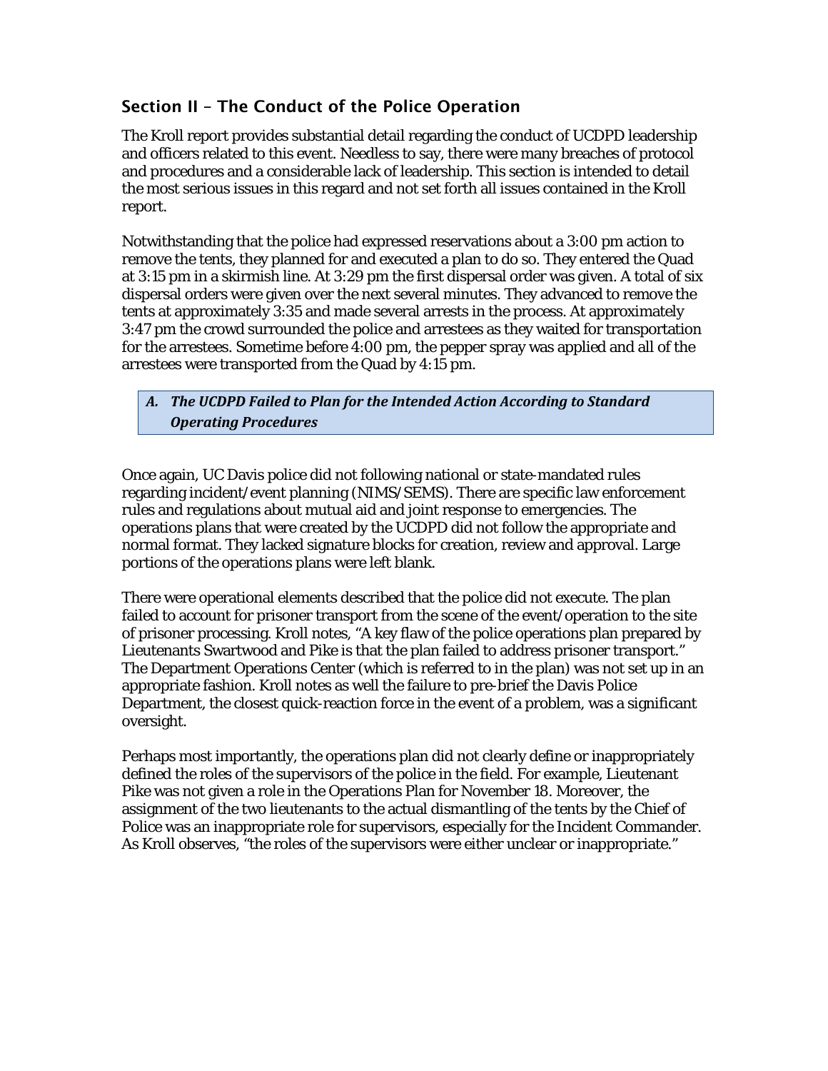## Section II – The Conduct of the Police Operation

The Kroll report provides substantial detail regarding the conduct of UCDPD leadership and officers related to this event. Needless to say, there were many breaches of protocol and procedures and a considerable lack of leadership. This section is intended to detail the most serious issues in this regard and not set forth all issues contained in the Kroll report.

Notwithstanding that the police had expressed reservations about a 3:00 pm action to remove the tents, they planned for and executed a plan to do so. They entered the Quad at 3:15 pm in a skirmish line. At 3:29 pm the first dispersal order was given. A total of six dispersal orders were given over the next several minutes. They advanced to remove the tents at approximately 3:35 and made several arrests in the process. At approximately 3:47 pm the crowd surrounded the police and arrestees as they waited for transportation for the arrestees. Sometime before 4:00 pm, the pepper spray was applied and all of the arrestees were transported from the Quad by 4:15 pm.

### *A. The UCDPD Failed to Plan for the Intended Action According to Standard Operating Procedures*

Once again, UC Davis police did not following national or state-mandated rules regarding incident/event planning (NIMS/SEMS). There are specific law enforcement rules and regulations about mutual aid and joint response to emergencies. The operations plans that were created by the UCDPD did not follow the appropriate and normal format. They lacked signature blocks for creation, review and approval. Large portions of the operations plans were left blank.

There were operational elements described that the police did not execute. The plan failed to account for prisoner transport from the scene of the event/operation to the site of prisoner processing. Kroll notes, "A key flaw of the police operations plan prepared by Lieutenants Swartwood and Pike is that the plan failed to address prisoner transport." The Department Operations Center (which is referred to in the plan) was not set up in an appropriate fashion. Kroll notes as well the failure to pre-brief the Davis Police Department, the closest quick-reaction force in the event of a problem, was a significant oversight.

Perhaps most importantly, the operations plan did not clearly define or inappropriately defined the roles of the supervisors of the police in the field. For example, Lieutenant Pike was not given a role in the Operations Plan for November 18. Moreover, the assignment of the two lieutenants to the actual dismantling of the tents by the Chief of Police was an inappropriate role for supervisors, especially for the Incident Commander. As Kroll observes, "the roles of the supervisors were either unclear or inappropriate."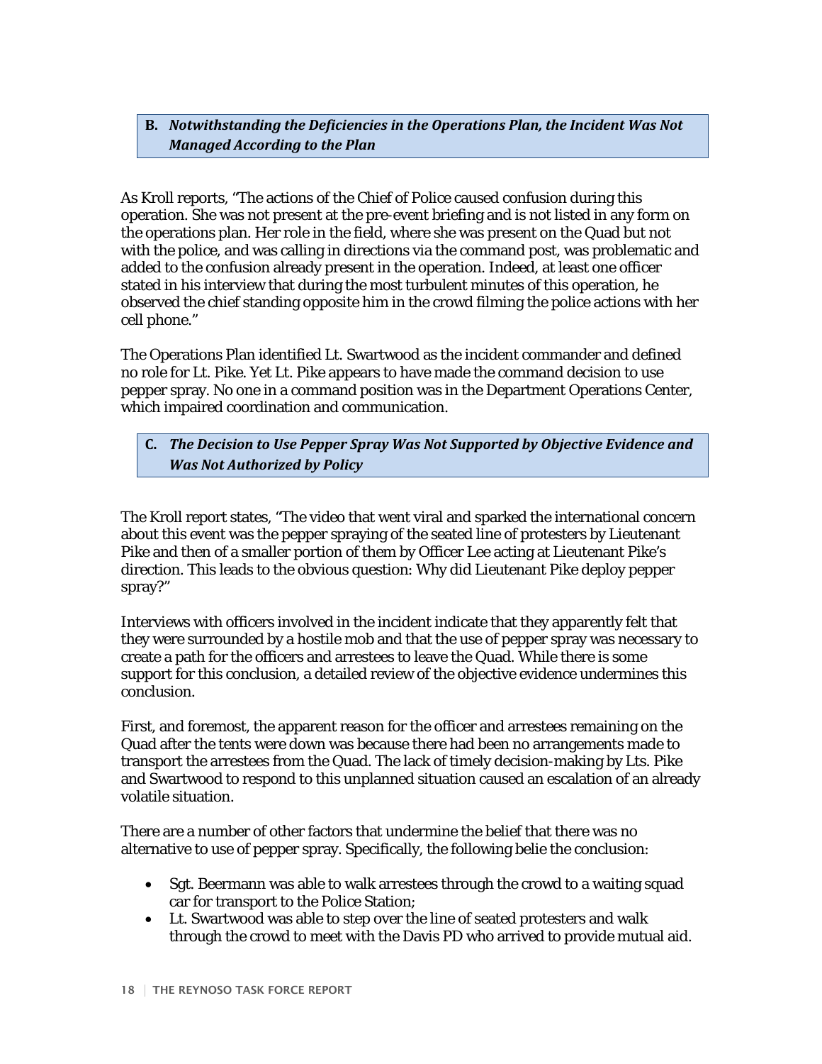### B. *Notwithstanding the Deficiencies in the Operations Plan, the Incident Was Not Managed According to the Plan*

As Kroll reports, "The actions of the Chief of Police caused confusion during this operation. She was not present at the pre-event briefing and is not listed in any form on the operations plan. Her role in the field, where she was present on the Quad but not with the police, and was calling in directions via the command post, was problematic and added to the confusion already present in the operation. Indeed, at least one officer stated in his interview that during the most turbulent minutes of this operation, he observed the chief standing opposite him in the crowd filming the police actions with her cell phone."

The Operations Plan identified Lt. Swartwood as the incident commander and defined no role for Lt. Pike. Yet Lt. Pike appears to have made the command decision to use pepper spray. No one in a command position was in the Department Operations Center, which impaired coordination and communication.

### C. *The Decision to Use Pepper Spray Was Not Supported by Objective Evidence and Was Not Authorized by Policy*

The Kroll report states, "The video that went viral and sparked the international concern about this event was the pepper spraying of the seated line of protesters by Lieutenant Pike and then of a smaller portion of them by Officer Lee acting at Lieutenant Pike's direction. This leads to the obvious question: Why did Lieutenant Pike deploy pepper spray?"

Interviews with officers involved in the incident indicate that they apparently felt that they were surrounded by a hostile mob and that the use of pepper spray was necessary to create a path for the officers and arrestees to leave the Quad. While there is some support for this conclusion, a detailed review of the objective evidence undermines this conclusion.

First, and foremost, the apparent reason for the officer and arrestees remaining on the Quad after the tents were down was because there had been no arrangements made to transport the arrestees from the Quad. The lack of timely decision-making by Lts. Pike and Swartwood to respond to this unplanned situation caused an escalation of an already volatile situation.

There are a number of other factors that undermine the belief that there was no alternative to use of pepper spray. Specifically, the following belie the conclusion:

- Sgt. Beermann was able to walk arrestees through the crowd to a waiting squad car for transport to the Police Station;
- Lt. Swartwood was able to step over the line of seated protesters and walk through the crowd to meet with the Davis PD who arrived to provide mutual aid.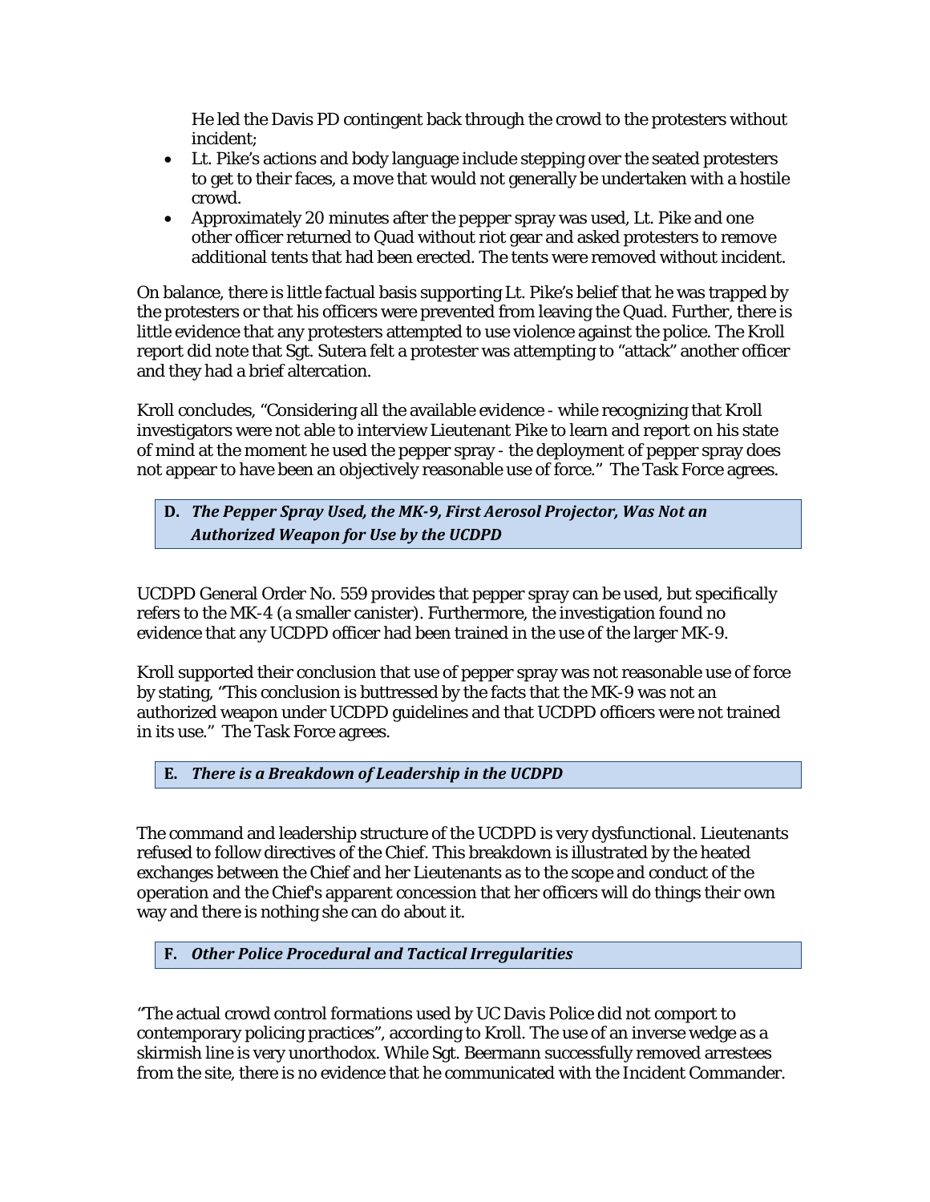He led the Davis PD contingent back through the crowd to the protesters without incident;

- Lt. Pike's actions and body language include stepping over the seated protesters to get to their faces, a move that would not generally be undertaken with a hostile crowd.
- Approximately 20 minutes after the pepper spray was used, Lt. Pike and one other officer returned to Quad without riot gear and asked protesters to remove additional tents that had been erected. The tents were removed without incident.

On balance, there is little factual basis supporting Lt. Pike's belief that he was trapped by the protesters or that his officers were prevented from leaving the Quad. Further, there is little evidence that any protesters attempted to use violence against the police. The Kroll report did note that Sgt. Sutera felt a protester was attempting to "attack" another officer and they had a brief altercation.

Kroll concludes, "Considering all the available evidence - while recognizing that Kroll investigators were not able to interview Lieutenant Pike to learn and report on his state of mind at the moment he used the pepper spray - the deployment of pepper spray does not appear to have been an objectively reasonable use of force." The Task Force agrees.

### D. *The Pepper Spray Used, the MK-9, First Aerosol Projector, Was Not an Authorized Weapon for Use by the UCDPD*

UCDPD General Order No. 559 provides that pepper spray can be used, but specifically refers to the MK-4 (a smaller canister). Furthermore, the investigation found no evidence that any UCDPD officer had been trained in the use of the larger MK-9.

Kroll supported their conclusion that use of pepper spray was not reasonable use of force by stating, "This conclusion is buttressed by the facts that the MK-9 was not an authorized weapon under UCDPD guidelines and that UCDPD officers were not trained in its use." The Task Force agrees.

### E. *There is a Breakdown of Leadership in the UCDPD*

The command and leadership structure of the UCDPD is very dysfunctional. Lieutenants refused to follow directives of the Chief. This breakdown is illustrated by the heated exchanges between the Chief and her Lieutenants as to the scope and conduct of the operation and the Chief's apparent concession that her officers will do things their own way and there is nothing she can do about it.

### F. *Other Police Procedural and Tactical Irregularities*

"The actual crowd control formations used by UC Davis Police did not comport to contemporary policing practices", according to Kroll. The use of an inverse wedge as a skirmish line is very unorthodox. While Sgt. Beermann successfully removed arrestees from the site, there is no evidence that he communicated with the Incident Commander.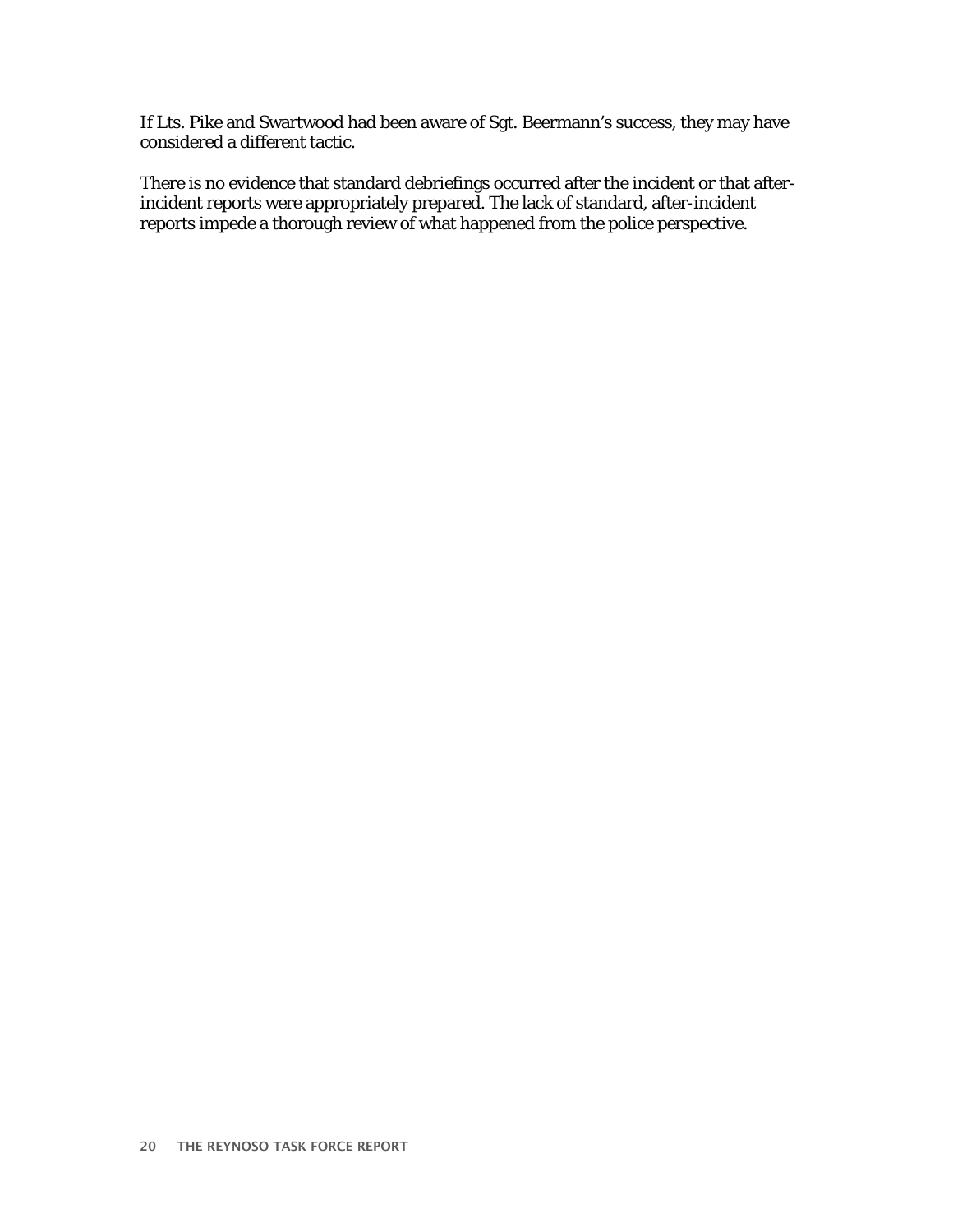If Lts. Pike and Swartwood had been aware of Sgt. Beermann's success, they may have considered a different tactic.

There is no evidence that standard debriefings occurred after the incident or that after-incident reports were appropriately prepared. The lack of standard, after-incident reports impede a thorough review of what happened from the police perspective.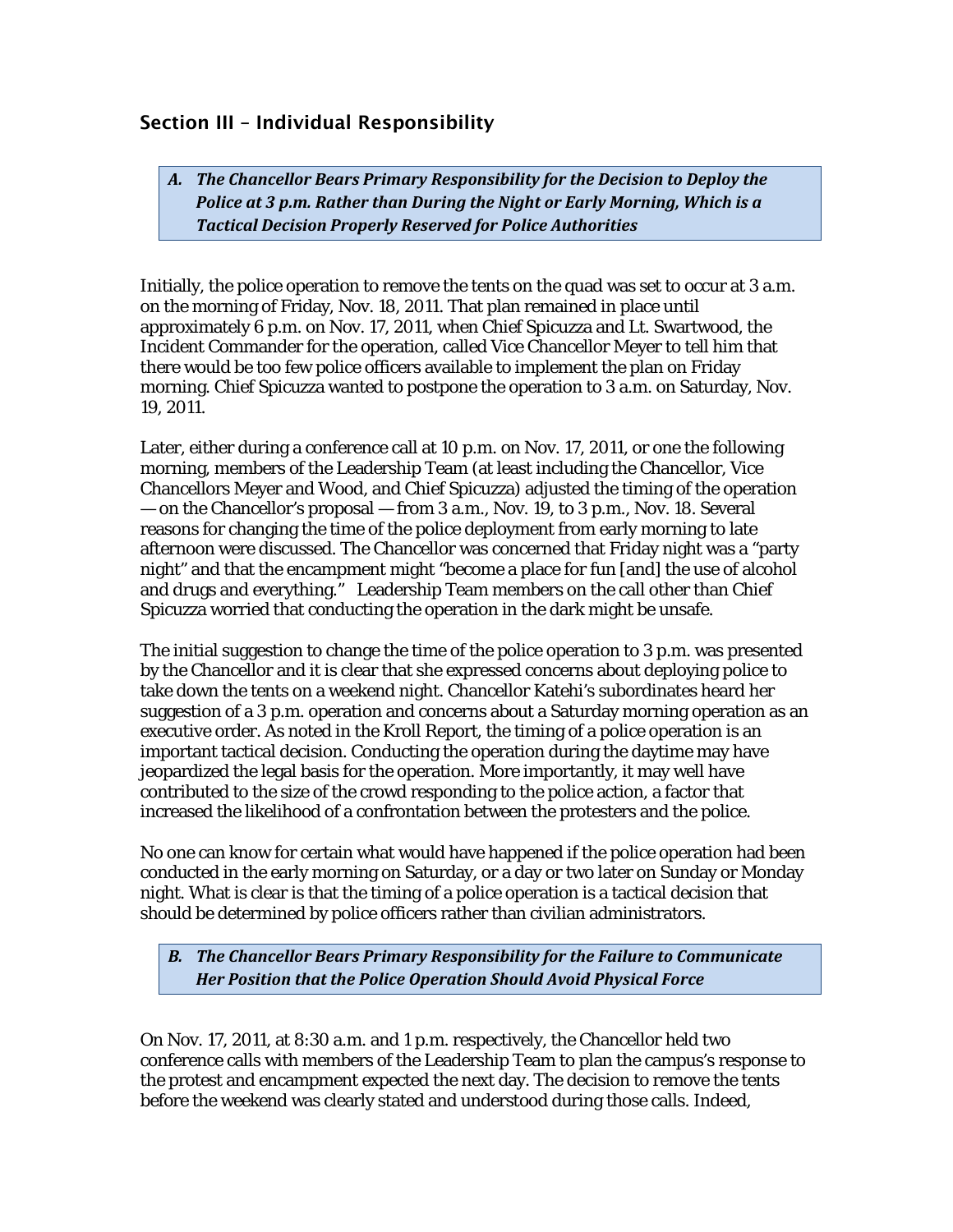## Section III – Individual Responsibility

### *A. The Chancellor Bears Primary Responsibility for the Decision to Deploy the Police at 3 p.m. Rather than During the Night or Early Morning, Which is a Tactical Decision Properly Reserved for Police Authorities*

Initially, the police operation to remove the tents on the quad was set to occur at 3 a.m. on the morning of Friday, Nov. 18, 2011. That plan remained in place until approximately 6 p.m. on Nov. 17, 2011, when Chief Spicuzza and Lt. Swartwood, the Incident Commander for the operation, called Vice Chancellor Meyer to tell him that there would be too few police officers available to implement the plan on Friday morning. Chief Spicuzza wanted to postpone the operation to 3 a.m. on Saturday, Nov. 19, 2011.

Later, either during a conference call at 10 p.m. on Nov. 17, 2011, or one the following morning, members of the Leadership Team (at least including the Chancellor, Vice Chancellors Meyer and Wood, and Chief Spicuzza) adjusted the timing of the operation — on the Chancellor's proposal — from 3 a.m., Nov. 19, to 3 p.m., Nov. 18. Several reasons for changing the time of the police deployment from early morning to late afternoon were discussed. The Chancellor was concerned that Friday night was a "party night" and that the encampment might "become a place for fun [and] the use of alcohol and drugs and everything." Leadership Team members on the call other than Chief Spicuzza worried that conducting the operation in the dark might be unsafe.

The initial suggestion to change the time of the police operation to 3 p.m. was presented by the Chancellor and it is clear that she expressed concerns about deploying police to take down the tents on a weekend night. Chancellor Katehi's subordinates heard her suggestion of a 3 p.m. operation and concerns about a Saturday morning operation as an executive order. As noted in the Kroll Report, the timing of a police operation is an important tactical decision. Conducting the operation during the daytime may have jeopardized the legal basis for the operation. More importantly, it may well have contributed to the size of the crowd responding to the police action, a factor that increased the likelihood of a confrontation between the protesters and the police.

No one can know for certain what would have happened if the police operation had been conducted in the early morning on Saturday, or a day or two later on Sunday or Monday night. What is clear is that the timing of a police operation is a tactical decision that should be determined by police officers rather than civilian administrators.

### *B. The Chancellor Bears Primary Responsibility for the Failure to Communicate Her Position that the Police Operation Should Avoid Physical Force*

On Nov. 17, 2011, at 8:30 a.m. and 1 p.m. respectively, the Chancellor held two conference calls with members of the Leadership Team to plan the campus's response to the protest and encampment expected the next day. The decision to remove the tents before the weekend was clearly stated and understood during those calls. Indeed,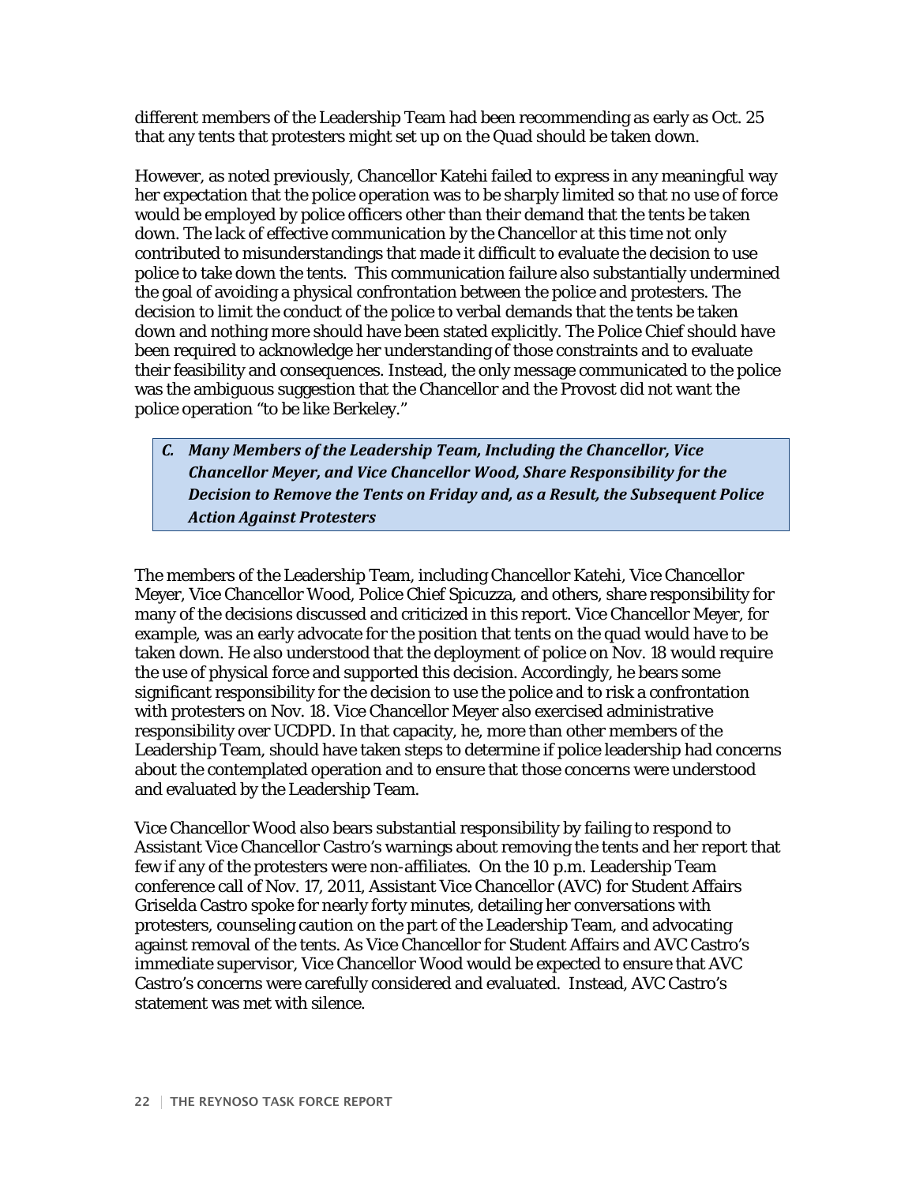different members of the Leadership Team had been recommending as early as Oct. 25 that any tents that protesters might set up on the Quad should be taken down.

However, as noted previously, Chancellor Katehi failed to express in any meaningful way her expectation that the police operation was to be sharply limited so that no use of force would be employed by police officers other than their demand that the tents be taken down. The lack of effective communication by the Chancellor at this time not only contributed to misunderstandings that made it difficult to evaluate the decision to use police to take down the tents. This communication failure also substantially undermined the goal of avoiding a physical confrontation between the police and protesters. The decision to limit the conduct of the police to verbal demands that the tents be taken down and nothing more should have been stated explicitly. The Police Chief should have been required to acknowledge her understanding of those constraints and to evaluate their feasibility and consequences. Instead, the only message communicated to the police was the ambiguous suggestion that the Chancellor and the Provost did not want the police operation "to be like Berkeley."

### *C. Many Members of the Leadership Team, Including the Chancellor, Vice Chancellor Meyer, and Vice Chancellor Wood, Share Responsibility for the Decision to Remove the Tents on Friday and, as a Result, the Subsequent Police Action Against Protesters*

The members of the Leadership Team, including Chancellor Katehi, Vice Chancellor Meyer, Vice Chancellor Wood, Police Chief Spicuzza, and others, share responsibility for many of the decisions discussed and criticized in this report. Vice Chancellor Meyer, for example, was an early advocate for the position that tents on the quad would have to be taken down. He also understood that the deployment of police on Nov. 18 would require the use of physical force and supported this decision. Accordingly, he bears some significant responsibility for the decision to use the police and to risk a confrontation with protesters on Nov. 18. Vice Chancellor Meyer also exercised administrative responsibility over UCDPD. In that capacity, he, more than other members of the Leadership Team, should have taken steps to determine if police leadership had concerns about the contemplated operation and to ensure that those concerns were understood and evaluated by the Leadership Team.

Vice Chancellor Wood also bears substantial responsibility by failing to respond to Assistant Vice Chancellor Castro's warnings about removing the tents and her report that few if any of the protesters were non-affiliates. On the 10 p.m. Leadership Team conference call of Nov. 17, 2011, Assistant Vice Chancellor (AVC) for Student Affairs Griselda Castro spoke for nearly forty minutes, detailing her conversations with protesters, counseling caution on the part of the Leadership Team, and advocating against removal of the tents. As Vice Chancellor for Student Affairs and AVC Castro's immediate supervisor, Vice Chancellor Wood would be expected to ensure that AVC Castro's concerns were carefully considered and evaluated. Instead, AVC Castro's statement was met with silence.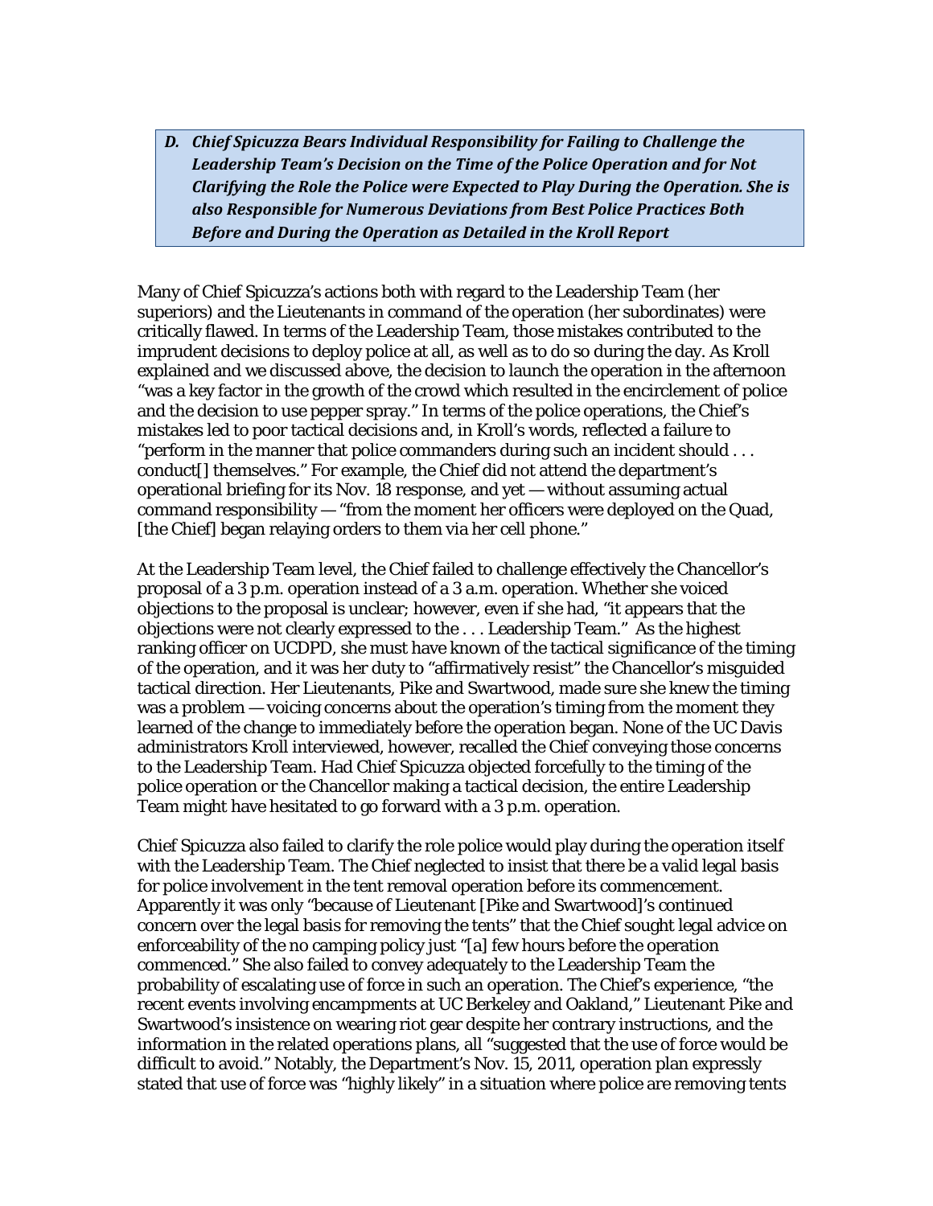### *D. Chief Spicuzza Bears Individual Responsibility for Failing to Challenge the Leadership Team's Decision on the Time of the Police Operation and for Not Clarifying the Role the Police were Expected to Play During the Operation. She is also Responsible for Numerous Deviations from Best Police Practices Both Before and During the Operation as Detailed in the Kroll Report*

Many of Chief Spicuzza's actions both with regard to the Leadership Team (her superiors) and the Lieutenants in command of the operation (her subordinates) were critically flawed. In terms of the Leadership Team, those mistakes contributed to the imprudent decisions to deploy police at all, as well as to do so during the day. As Kroll explained and we discussed above, the decision to launch the operation in the afternoon "was a key factor in the growth of the crowd which resulted in the encirclement of police and the decision to use pepper spray." In terms of the police operations, the Chief's mistakes led to poor tactical decisions and, in Kroll's words, reflected a failure to "perform in the manner that police commanders during such an incident should . . . conduct[] themselves." For example, the Chief did not attend the department's operational briefing for its Nov. 18 response, and yet — without assuming actual command responsibility — "from the moment her officers were deployed on the Quad, [the Chief] began relaying orders to them via her cell phone."

At the Leadership Team level, the Chief failed to challenge effectively the Chancellor's proposal of a 3 p.m. operation instead of a 3 a.m. operation. Whether she voiced objections to the proposal is unclear; however, even if she had, "it appears that the objections were not clearly expressed to the . . . Leadership Team." As the highest ranking officer on UCDPD, she must have known of the tactical significance of the timing of the operation, and it was her duty to "affirmatively resist" the Chancellor's misguided tactical direction. Her Lieutenants, Pike and Swartwood, made sure she knew the timing was a problem — voicing concerns about the operation's timing from the moment they learned of the change to immediately before the operation began. None of the UC Davis administrators Kroll interviewed, however, recalled the Chief conveying those concerns to the Leadership Team. Had Chief Spicuzza objected forcefully to the timing of the police operation or the Chancellor making a tactical decision, the entire Leadership Team might have hesitated to go forward with a 3 p.m. operation.

Chief Spicuzza also failed to clarify the role police would play during the operation itself with the Leadership Team. The Chief neglected to insist that there be a valid legal basis for police involvement in the tent removal operation before its commencement. Apparently it was only "because of Lieutenant [Pike and Swartwood]'s continued concern over the legal basis for removing the tents" that the Chief sought legal advice on enforceability of the no camping policy just "[a] few hours before the operation commenced." She also failed to convey adequately to the Leadership Team the probability of escalating use of force in such an operation. The Chief's experience, "the recent events involving encampments at UC Berkeley and Oakland," Lieutenant Pike and Swartwood's insistence on wearing riot gear despite her contrary instructions, and the information in the related operations plans, all "suggested that the use of force would be difficult to avoid." Notably, the Department's Nov. 15, 2011, operation plan expressly stated that use of force was "highly likely" in a situation where police are removing tents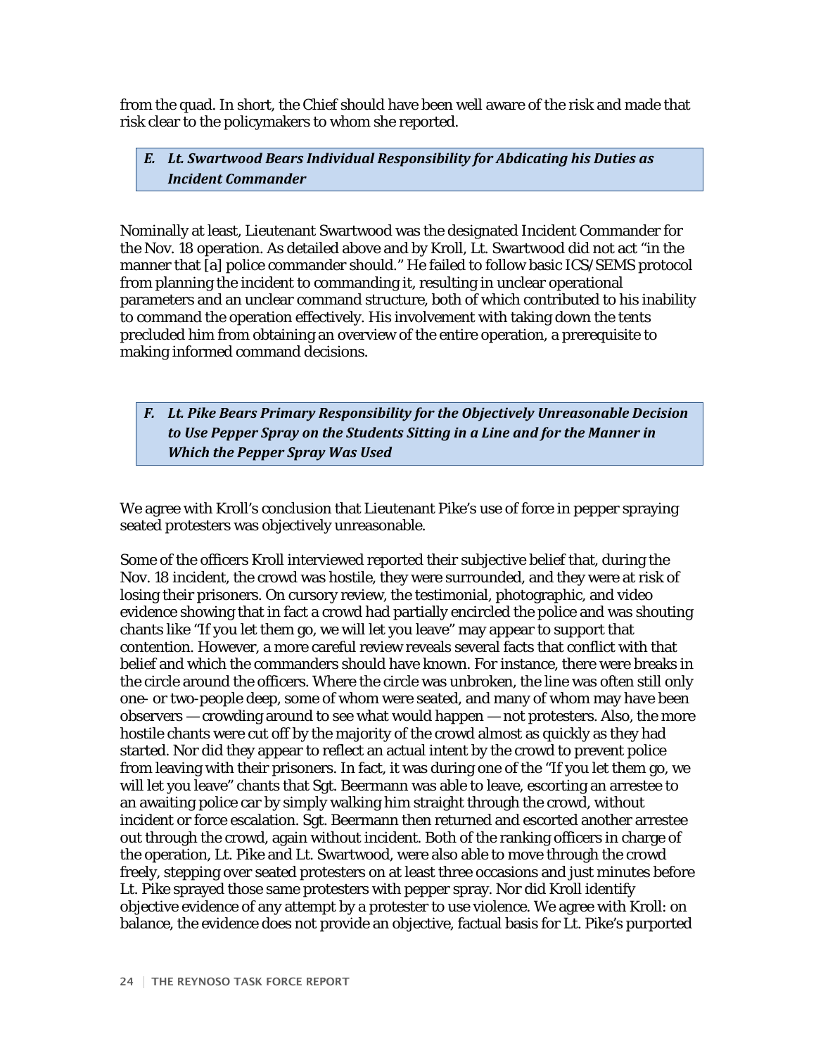from the quad. In short, the Chief should have been well aware of the risk and made that risk clear to the policymakers to whom she reported.

### *E. Lt. Swartwood Bears Individual Responsibility for Abdicating his Duties as Incident Commander*

Nominally at least, Lieutenant Swartwood was the designated Incident Commander for the Nov. 18 operation. As detailed above and by Kroll, Lt. Swartwood did not act "in the manner that [a] police commander should." He failed to follow basic ICS/SEMS protocol from planning the incident to commanding it, resulting in unclear operational parameters and an unclear command structure, both of which contributed to his inability to command the operation effectively. His involvement with taking down the tents precluded him from obtaining an overview of the entire operation, a prerequisite to making informed command decisions.

### *F. Lt. Pike Bears Primary Responsibility for the Objectively Unreasonable Decision to Use Pepper Spray on the Students Sitting in a Line and for the Manner in Which the Pepper Spray Was Used*

We agree with Kroll's conclusion that Lieutenant Pike's use of force in pepper spraying seated protesters was objectively unreasonable.

Some of the officers Kroll interviewed reported their subjective belief that, during the Nov. 18 incident, the crowd was hostile, they were surrounded, and they were at risk of losing their prisoners. On cursory review, the testimonial, photographic, and video evidence showing that in fact a crowd had partially encircled the police and was shouting chants like "If you let them go, we will let you leave" may appear to support that contention. However, a more careful review reveals several facts that conflict with that belief and which the commanders should have known. For instance, there were breaks in the circle around the officers. Where the circle was unbroken, the line was often still only one- or two-people deep, some of whom were seated, and many of whom may have been observers — crowding around to see what would happen — not protesters. Also, the more hostile chants were cut off by the majority of the crowd almost as quickly as they had started. Nor did they appear to reflect an actual intent by the crowd to prevent police from leaving with their prisoners. In fact, it was during one of the "If you let them go, we will let you leave" chants that Sgt. Beermann was able to leave, escorting an arrestee to an awaiting police car by simply walking him straight through the crowd, without incident or force escalation. Sgt. Beermann then returned and escorted another arrestee out through the crowd, again without incident. Both of the ranking officers in charge of the operation, Lt. Pike and Lt. Swartwood, were also able to move through the crowd freely, stepping over seated protesters on at least three occasions and just minutes before Lt. Pike sprayed those same protesters with pepper spray. Nor did Kroll identify objective evidence of any attempt by a protester to use violence. We agree with Kroll: on balance, the evidence does not provide an objective, factual basis for Lt. Pike's purported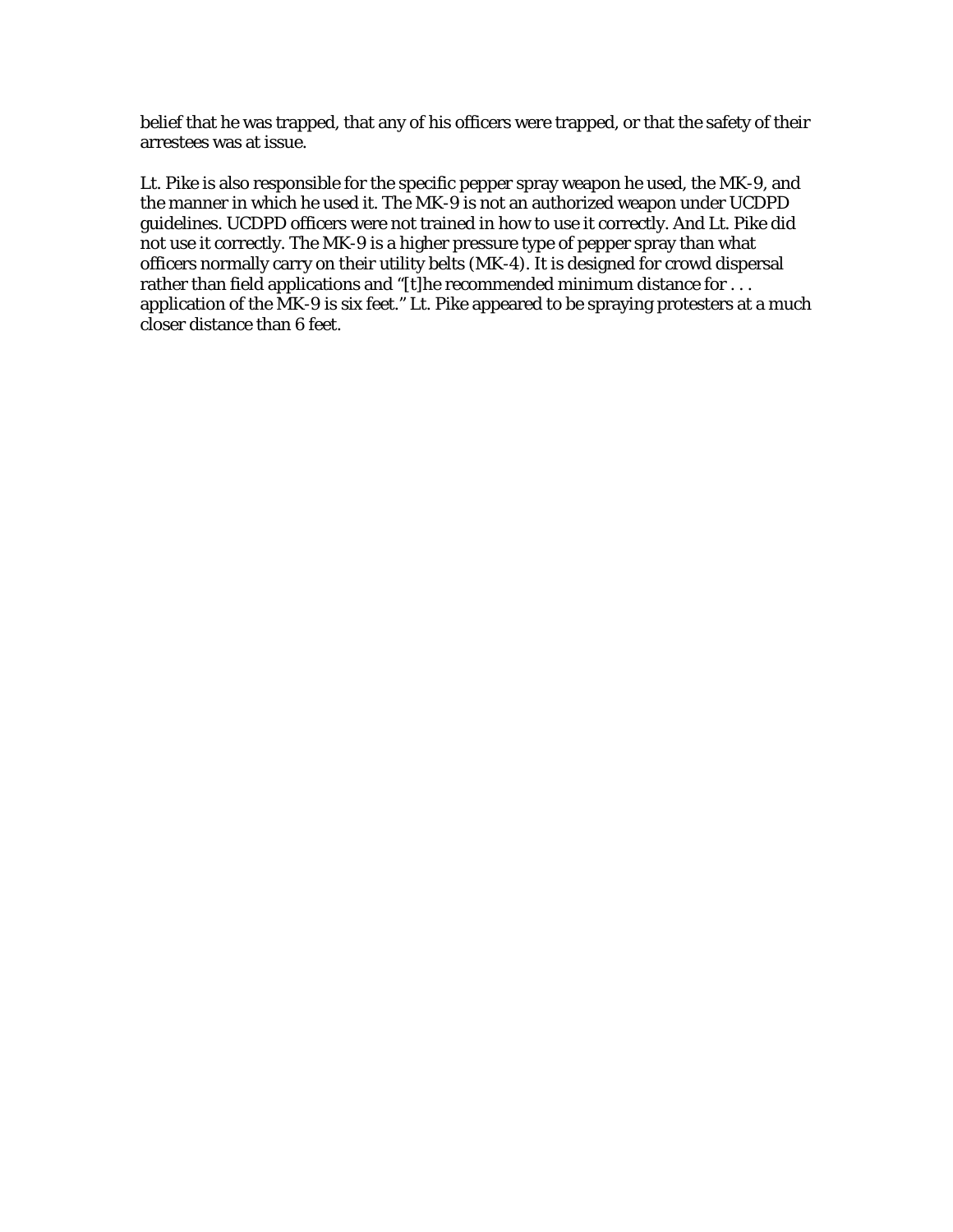belief that he was trapped, that any of his officers were trapped, or that the safety of their arrestees was at issue.

Lt. Pike is also responsible for the specific pepper spray weapon he used, the MK-9, and the manner in which he used it. The MK-9 is not an authorized weapon under UCDPD guidelines. UCDPD officers were not trained in how to use it correctly. And Lt. Pike did not use it correctly. The MK-9 is a higher pressure type of pepper spray than what officers normally carry on their utility belts (MK-4). It is designed for crowd dispersal rather than field applications and "[t]he recommended minimum distance for . . . application of the MK-9 is six feet." Lt. Pike appeared to be spraying protesters at a much closer distance than 6 feet.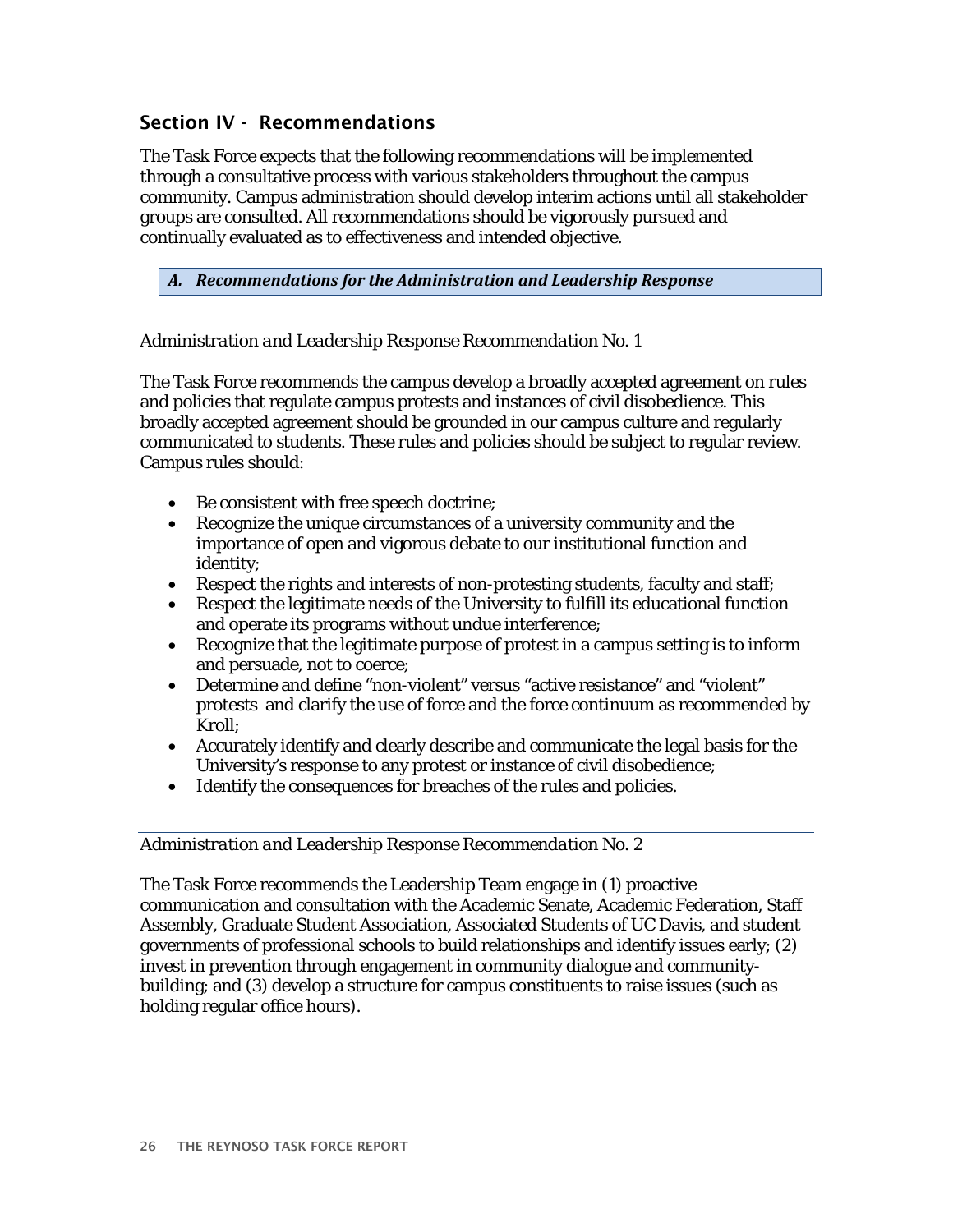## Section IV - Recommendations

The Task Force expects that the following recommendations will be implemented through a consultative process with various stakeholders throughout the campus community. Campus administration should develop interim actions until all stakeholder groups are consulted. All recommendations should be vigorously pursued and continually evaluated as to effectiveness and intended objective.

### *A. Recommendations for the Administration and Leadership Response*

*Administration and Leadership Response Recommendation No. 1*

The Task Force recommends the campus develop a broadly accepted agreement on rules and policies that regulate campus protests and instances of civil disobedience. This broadly accepted agreement should be grounded in our campus culture and regularly communicated to students. These rules and policies should be subject to regular review. Campus rules should:

- Be consistent with free speech doctrine;
- Recognize the unique circumstances of a university community and the importance of open and vigorous debate to our institutional function and identity;
- Respect the rights and interests of non-protesting students, faculty and staff;
- Respect the legitimate needs of the University to fulfill its educational function and operate its programs without undue interference;
- Recognize that the legitimate purpose of protest in a campus setting is to inform and persuade, not to coerce;
- Determine and define "non-violent" versus "active resistance" and "violent" protests and clarify the use of force and the force continuum as recommended by Kroll;
- Accurately identify and clearly describe and communicate the legal basis for the University's response to any protest or instance of civil disobedience;
- Identify the consequences for breaches of the rules and policies.

---

*Administration and Leadership Response Recommendation No. 2*

The Task Force recommends the Leadership Team engage in (1) proactive communication and consultation with the Academic Senate, Academic Federation, Staff Assembly, Graduate Student Association, Associated Students of UC Davis, and student governments of professional schools to build relationships and identify issues early; (2) invest in prevention through engagement in community dialogue and community-building; and (3) develop a structure for campus constituents to raise issues (such as holding regular office hours).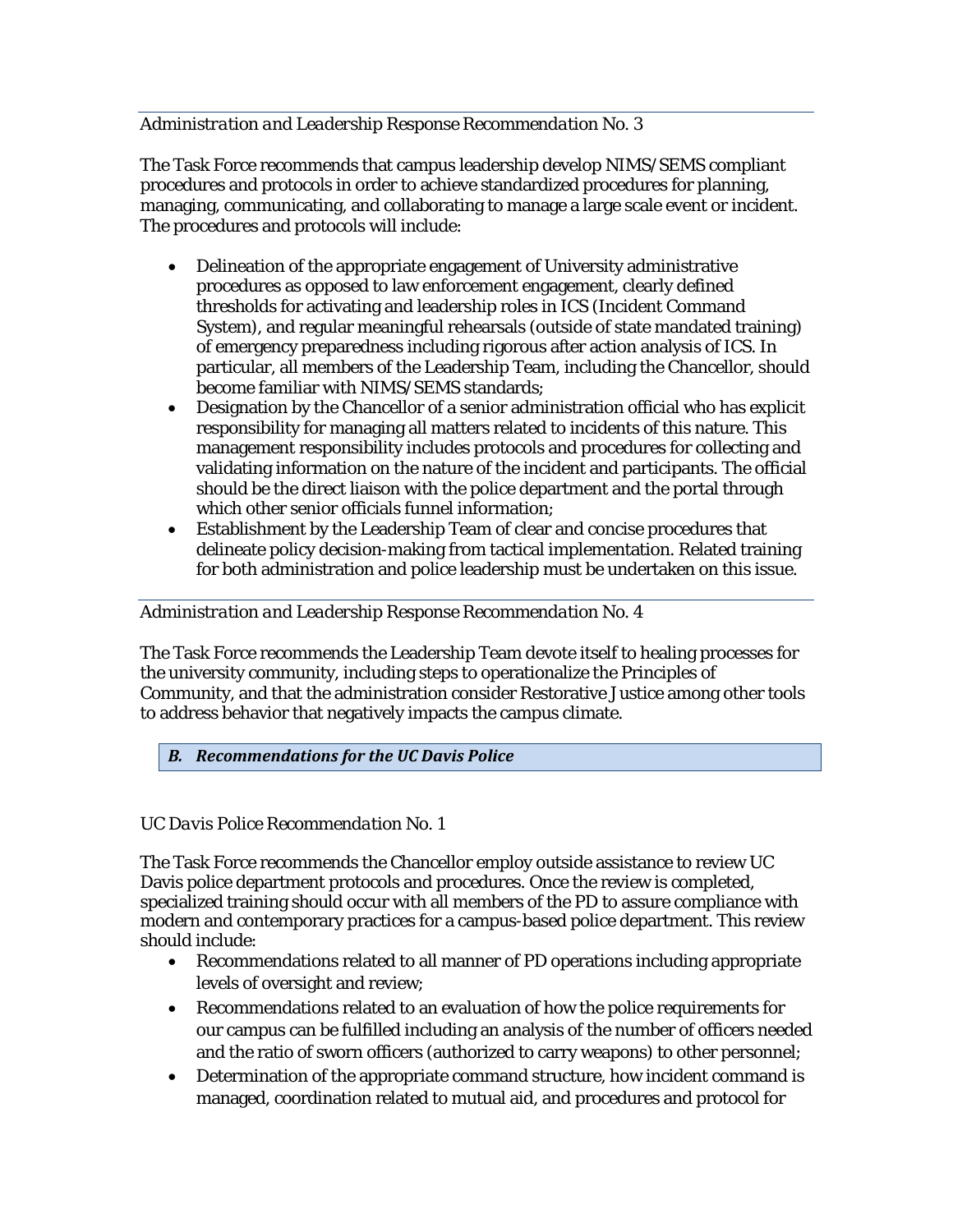*Administration and Leadership Response Recommendation No. 3*

The Task Force recommends that campus leadership develop NIMS/SEMS compliant procedures and protocols in order to achieve standardized procedures for planning, managing, communicating, and collaborating to manage a large scale event or incident. The procedures and protocols will include:

- Delineation of the appropriate engagement of University administrative procedures as opposed to law enforcement engagement, clearly defined thresholds for activating and leadership roles in ICS (Incident Command System), and regular meaningful rehearsals (outside of state mandated training) of emergency preparedness including rigorous after action analysis of ICS. In particular, all members of the Leadership Team, including the Chancellor, should become familiar with NIMS/SEMS standards;
- Designation by the Chancellor of a senior administration official who has explicit responsibility for managing all matters related to incidents of this nature. This management responsibility includes protocols and procedures for collecting and validating information on the nature of the incident and participants. The official should be the direct liaison with the police department and the portal through which other senior officials funnel information;
- Establishment by the Leadership Team of clear and concise procedures that delineate policy decision-making from tactical implementation. Related training for both administration and police leadership must be undertaken on this issue.

*Administration and Leadership Response Recommendation No. 4*

The Task Force recommends the Leadership Team devote itself to healing processes for the university community, including steps to operationalize the Principles of Community, and that the administration consider Restorative Justice among other tools to address behavior that negatively impacts the campus climate.

## *B. Recommendations for the UC Davis Police*

*UC Davis Police Recommendation No. 1*

The Task Force recommends the Chancellor employ outside assistance to review UC Davis police department protocols and procedures. Once the review is completed, specialized training should occur with all members of the PD to assure compliance with modern and contemporary practices for a campus-based police department. This review should include:

- Recommendations related to all manner of PD operations including appropriate levels of oversight and review;
- Recommendations related to an evaluation of how the police requirements for our campus can be fulfilled including an analysis of the number of officers needed and the ratio of sworn officers (authorized to carry weapons) to other personnel;
- Determination of the appropriate command structure, how incident command is managed, coordination related to mutual aid, and procedures and protocol for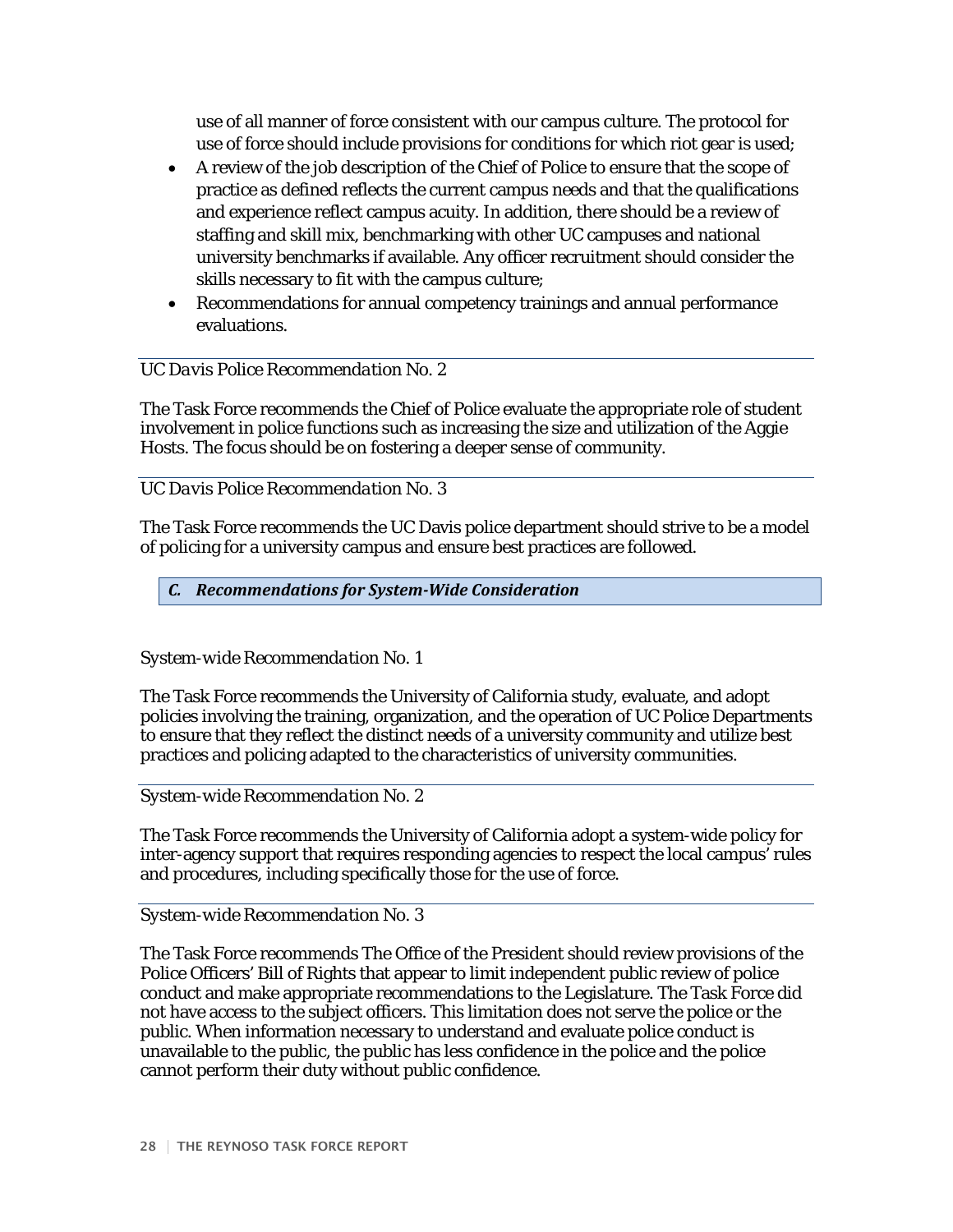use of all manner of force consistent with our campus culture. The protocol for use of force should include provisions for conditions for which riot gear is used;

- A review of the job description of the Chief of Police to ensure that the scope of practice as defined reflects the current campus needs and that the qualifications and experience reflect campus acuity. In addition, there should be a review of staffing and skill mix, benchmarking with other UC campuses and national university benchmarks if available. Any officer recruitment should consider the skills necessary to fit with the campus culture;
- Recommendations for annual competency trainings and annual performance evaluations.

*UC Davis Police Recommendation No. 2*

The Task Force recommends the Chief of Police evaluate the appropriate role of student involvement in police functions such as increasing the size and utilization of the Aggie Hosts. The focus should be on fostering a deeper sense of community.

*UC Davis Police Recommendation No. 3*

The Task Force recommends the UC Davis police department should strive to be a model of policing for a university campus and ensure best practices are followed.

### *C. Recommendations for System-Wide Consideration*

*System-wide Recommendation No. 1*

The Task Force recommends the University of California study, evaluate, and adopt policies involving the training, organization, and the operation of UC Police Departments to ensure that they reflect the distinct needs of a university community and utilize best practices and policing adapted to the characteristics of university communities.

*System-wide Recommendation No. 2*

The Task Force recommends the University of California adopt a system-wide policy for inter-agency support that requires responding agencies to respect the local campus' rules and procedures, including specifically those for the use of force.

*System-wide Recommendation No. 3*

The Task Force recommends The Office of the President should review provisions of the Police Officers' Bill of Rights that appear to limit independent public review of police conduct and make appropriate recommendations to the Legislature. The Task Force did not have access to the subject officers. This limitation does not serve the police or the public. When information necessary to understand and evaluate police conduct is unavailable to the public, the public has less confidence in the police and the police cannot perform their duty without public confidence.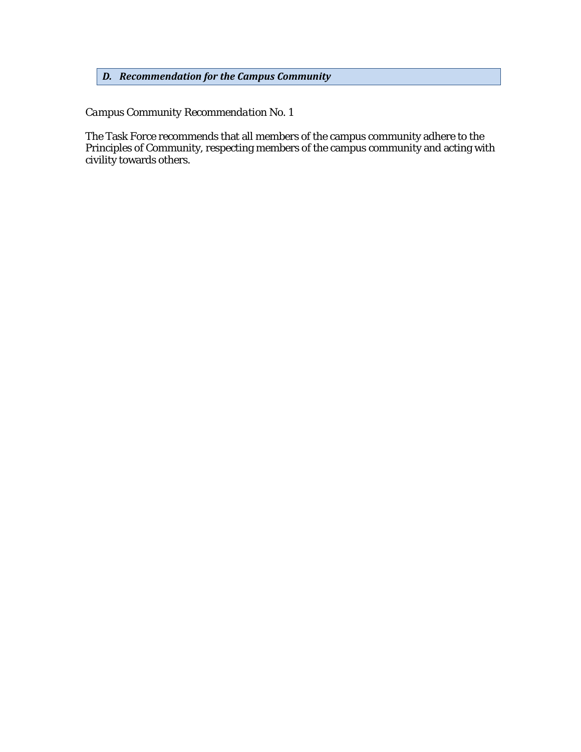### *D. Recommendation for the Campus Community*

*Campus Community Recommendation No. 1*

The Task Force recommends that all members of the campus community adhere to the Principles of Community, respecting members of the campus community and acting with civility towards others.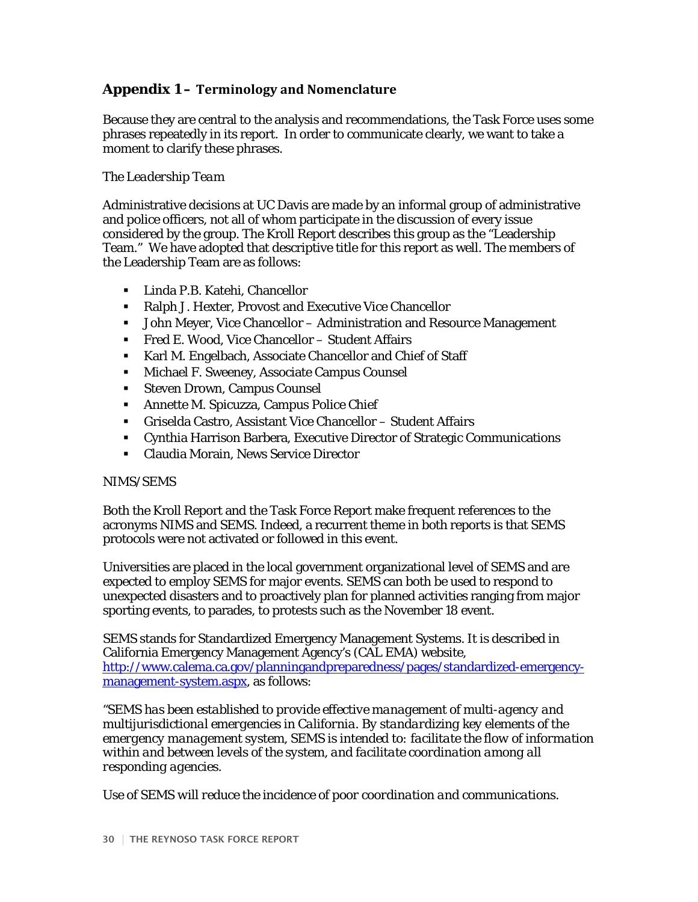## Appendix 1 – Terminology and Nomenclature

Because they are central to the analysis and recommendations, the Task Force uses some phrases repeatedly in its report. In order to communicate clearly, we want to take a moment to clarify these phrases.

*The Leadership Team*

Administrative decisions at UC Davis are made by an informal group of administrative and police officers, not all of whom participate in the discussion of every issue considered by the group. The Kroll Report describes this group as the "Leadership Team." We have adopted that descriptive title for this report as well. The members of the Leadership Team are as follows:

- Linda P.B. Katehi, Chancellor
- Ralph J. Hexter, Provost and Executive Vice Chancellor
- John Meyer, Vice Chancellor – Administration and Resource Management
- Fred E. Wood, Vice Chancellor – Student Affairs
- Karl M. Engelbach, Associate Chancellor and Chief of Staff
- Michael F. Sweeney, Associate Campus Counsel
- Steven Drown, Campus Counsel
- Annette M. Spicuzza, Campus Police Chief
- Griselda Castro, Assistant Vice Chancellor – Student Affairs
- Cynthia Harrison Barbera, Executive Director of Strategic Communications
- Claudia Morain, News Service Director

*NIMS/SEMS*

Both the Kroll Report and the Task Force Report make frequent references to the acronyms NIMS and SEMS. Indeed, a recurrent theme in both reports is that SEMS protocols were not activated or followed in this event.

Universities are placed in the local government organizational level of SEMS and are expected to employ SEMS for major events. SEMS can both be used to respond to unexpected disasters and to proactively plan for planned activities ranging from major sporting events, to parades, to protests such as the November 18 event.

SEMS stands for Standardized Emergency Management Systems. It is described in California Emergency Management Agency's (CAL EMA) website, [http://www.calema.ca.gov/planningandpreparedness/pages/standardized-emergency-management-system.aspx](http://www.calema.ca.gov/planningandpreparedness/pages/standardized-emergency-management-system.aspx), as follows:

*"SEMS has been established to provide effective management of multi-agency and multijurisdictional emergencies in California. By standardizing key elements of the emergency management system, SEMS is intended to: facilitate the flow of information within and between levels of the system, and facilitate coordination among all responding agencies.*

*Use of SEMS will reduce the incidence of poor coordination and communications.*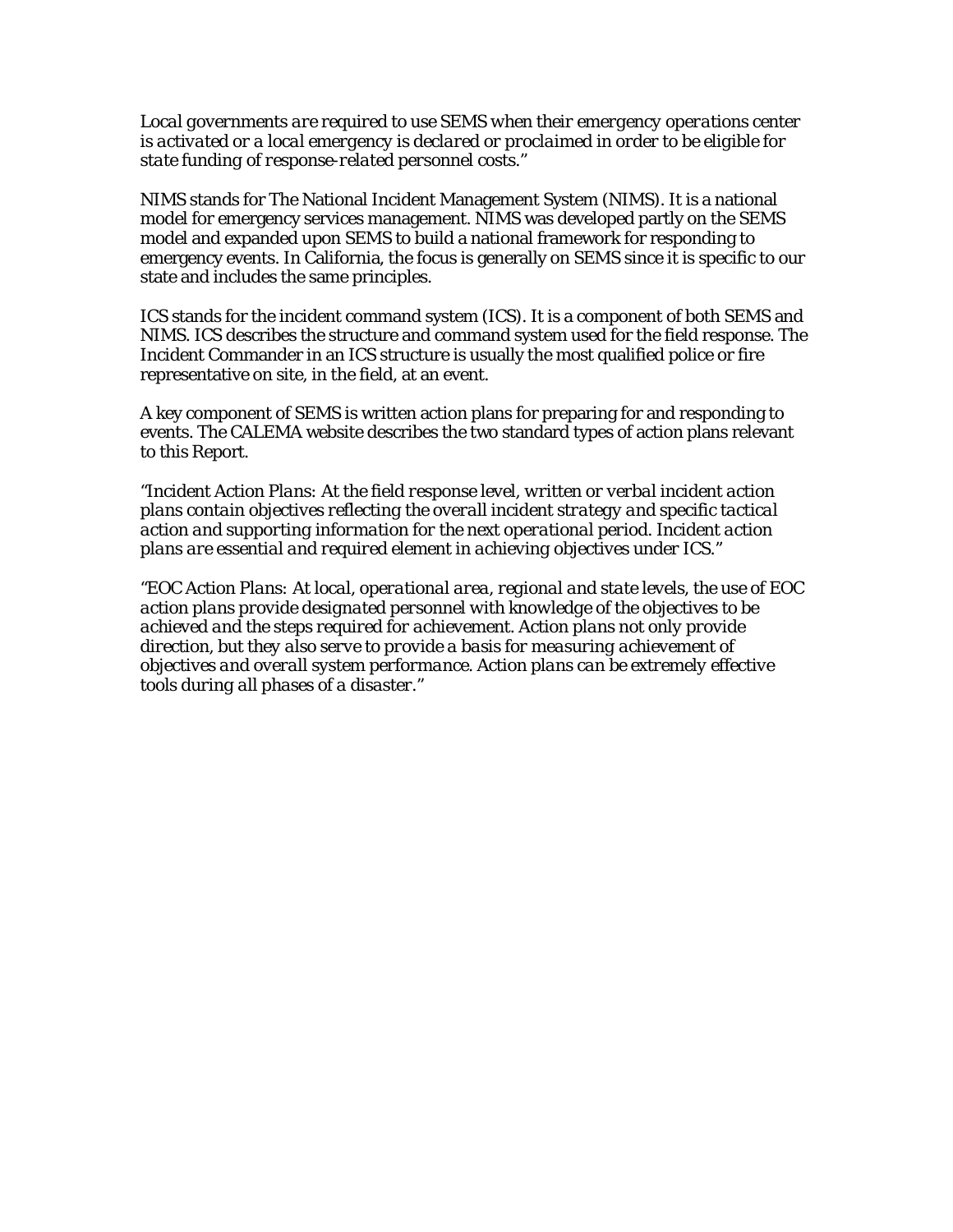*Local governments are required to use SEMS when their emergency operations center is activated or a local emergency is declared or proclaimed in order to be eligible for state funding of response-related personnel costs."*

NIMS stands for The National Incident Management System (NIMS). It is a national model for emergency services management. NIMS was developed partly on the SEMS model and expanded upon SEMS to build a national framework for responding to emergency events. In California, the focus is generally on SEMS since it is specific to our state and includes the same principles.

ICS stands for the incident command system (ICS). It is a component of both SEMS and NIMS. ICS describes the structure and command system used for the field response. The Incident Commander in an ICS structure is usually the most qualified police or fire representative on site, in the field, at an event.

A key component of SEMS is written action plans for preparing for and responding to events. The CALEMA website describes the two standard types of action plans relevant to this Report.

*"Incident Action Plans: At the field response level, written or verbal incident action plans contain objectives reflecting the overall incident strategy and specific tactical action and supporting information for the next operational period. Incident action plans are essential and required element in achieving objectives under ICS."*

*"EOC Action Plans: At local, operational area, regional and state levels, the use of EOC action plans provide designated personnel with knowledge of the objectives to be achieved and the steps required for achievement. Action plans not only provide direction, but they also serve to provide a basis for measuring achievement of objectives and overall system performance. Action plans can be extremely effective tools during all phases of a disaster."*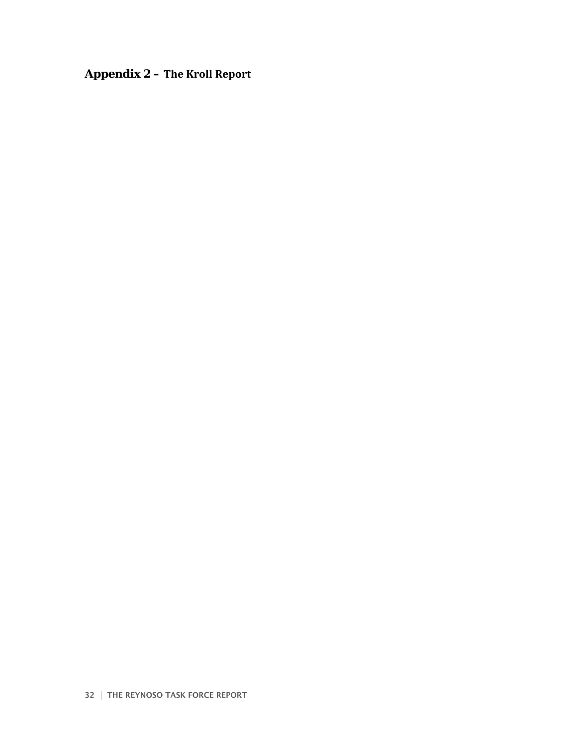## Appendix 2 – The Kroll Report